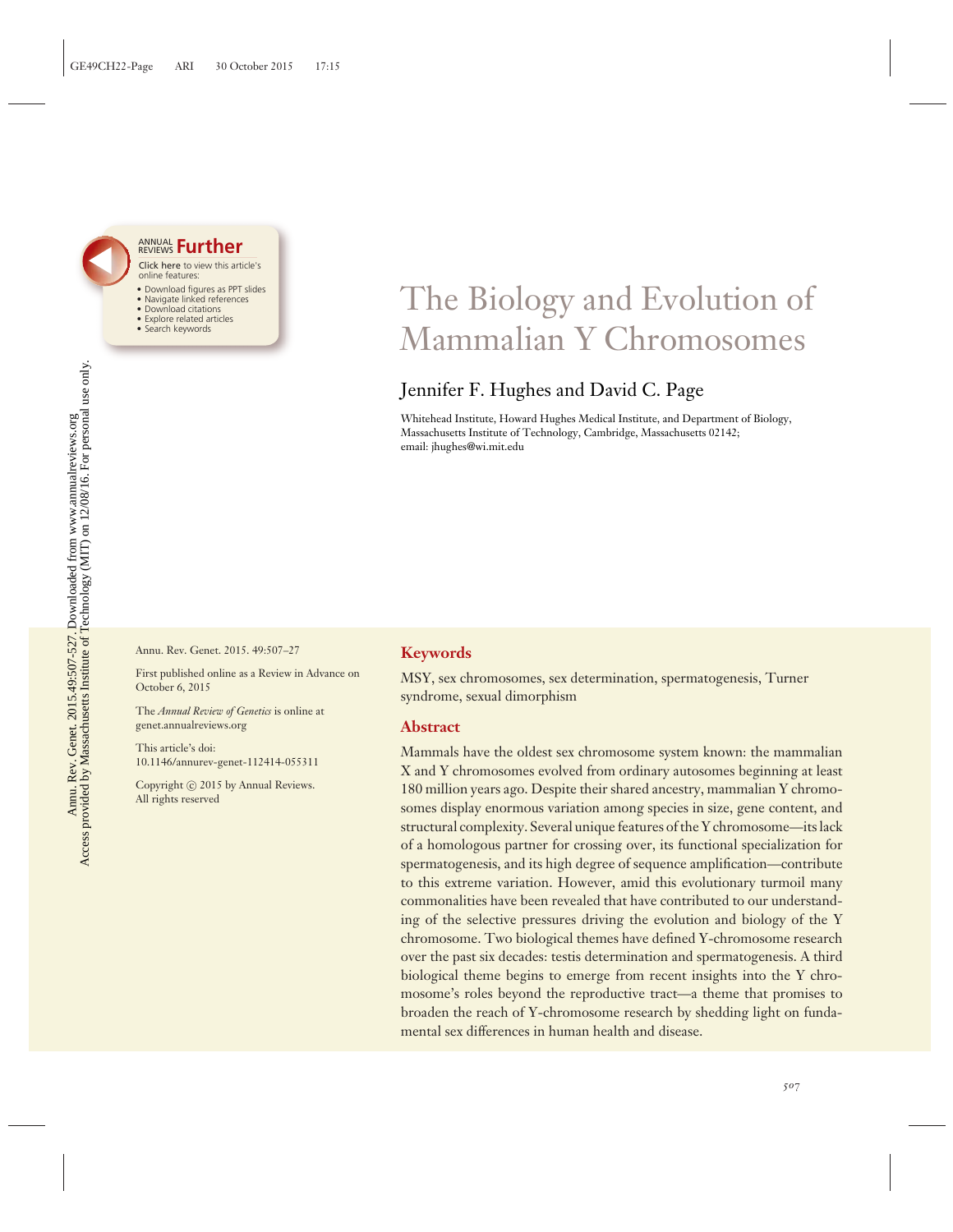# The Biology and Evolution of Mammalian Y Chromosomes

Jennifer F. Hughes and David C. Page

Whitehead Institute, Howard Hughes Medical Institute, and Department of Biology, Massachusetts Institute of Technology, Cambridge, Massachusetts 02142; email: jhughes@wi.mit.edu

Annu. Rev. Genet. 2015. 49:507–27

First published online as a Review in Advance on October 6, 2015

The *Annual Review of Genetics* is online at genet.annualreviews.org

This article's doi: 10.1146/annurev-genet-112414-055311

Copyright © 2015 by Annual Reviews. All rights reserved

## Keywords

MSY, sex chromosomes, sex determination, spermatogenesis, Turner syndrome, sexual dimorphism

## Abstract

Mammals have the oldest sex chromosome system known: the mammalian X and Y chromosomes evolved from ordinary autosomes beginning at least 180 million years ago. Despite their shared ancestry, mammalian Y chromosomes display enormous variation among species in size, gene content, and structural complexity. Several unique features of the Y chromosome—its lack of a homologous partner for crossing over, its functional specialization for spermatogenesis, and its high degree of sequence amplification—contribute to this extreme variation. However, amid this evolutionary turmoil many commonalities have been revealed that have contributed to our understanding of the selective pressures driving the evolution and biology of the Y chromosome. Two biological themes have defined Y-chromosome research over the past six decades: testis determination and spermatogenesis. A third biological theme begins to emerge from recent insights into the Y chromosome's roles beyond the reproductive tract—a theme that promises to broaden the reach of Y-chromosome research by shedding light on fundamental sex differences in human health and disease.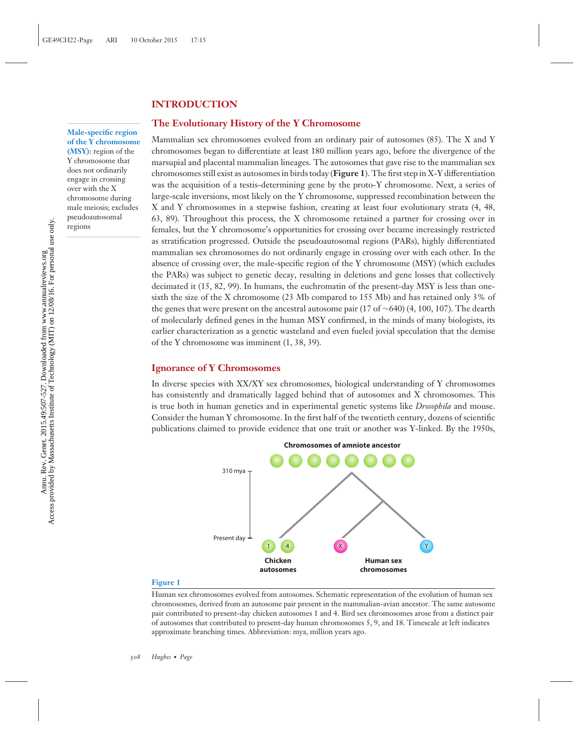# INTRODUCTION

## The Evolutionary History of the Y Chromosome

**Male-specific region of the Y chromosome (MSY):** region of the Y chromosome that does not ordinarily engage in crossing over with the X chromosome during male meiosis; excludes pseudoautosomal regions

Mammalian sex chromosomes evolved from an ordinary pair of autosomes (85). The X and Y chromosomes began to differentiate at least 180 million years ago, before the divergence of the marsupial and placental mammalian lineages. The autosomes that gave rise to the mammalian sex chromosomes still exist as autosomes in birds today (**Figure 1**). The first step in X-Y differentiation was the acquisition of a testis-determining gene by the proto-Y chromosome. Next, a series of large-scale inversions, most likely on the Y chromosome, suppressed recombination between the X and Y chromosomes in a stepwise fashion, creating at least four evolutionary strata (4, 48, 63, 89). Throughout this process, the X chromosome retained a partner for crossing over in females, but the Y chromosome's opportunities for crossing over became increasingly restricted as stratification progressed. Outside the pseudoautosomal regions (PARs), highly differentiated mammalian sex chromosomes do not ordinarily engage in crossing over with each other. In the absence of crossing over, the male-specific region of the Y chromosome (MSY) (which excludes the PARs) was subject to genetic decay, resulting in deletions and gene losses that collectively decimated it (15, 82, 99). In humans, the euchromatin of the present-day MSY is less than one-sixth the size of the X chromosome (23 Mb compared to 155 Mb) and has retained only 3% of the genes that were present on the ancestral autosome pair (17 of ~640) (4, 100, 107). The dearth of molecularly defined genes in the human MSY confirmed, in the minds of many biologists, its earlier characterization as a genetic wasteland and even fueled jovial speculation that the demise of the Y chromosome was imminent (1, 38, 39).

## Ignorance of Y Chromosomes

In diverse species with XX/XY sex chromosomes, biological understanding of Y chromosomes has consistently and dramatically lagged behind that of autosomes and X chromosomes. This is true both in human genetics and in experimental genetic systems like *Drosophila* and mouse. Consider the human Y chromosome. In the first half of the twentieth century, dozens of scientific publications claimed to provide evidence that one trait or another was Y-linked. By the 1950s,

**Figure 1**

Human sex chromosomes evolved from autosomes. Schematic representation of the evolution of human sex chromosomes, derived from an autosome pair present in the mammalian-avian ancestor. The same autosome pair contributed to present-day chicken autosomes 1 and 4. Bird sex chromosomes arose from a distinct pair of autosomes that contributed to present-day human chromosomes 5, 9, and 18. Timescale at left indicates approximate branching times. Abbreviation: mya, million years ago.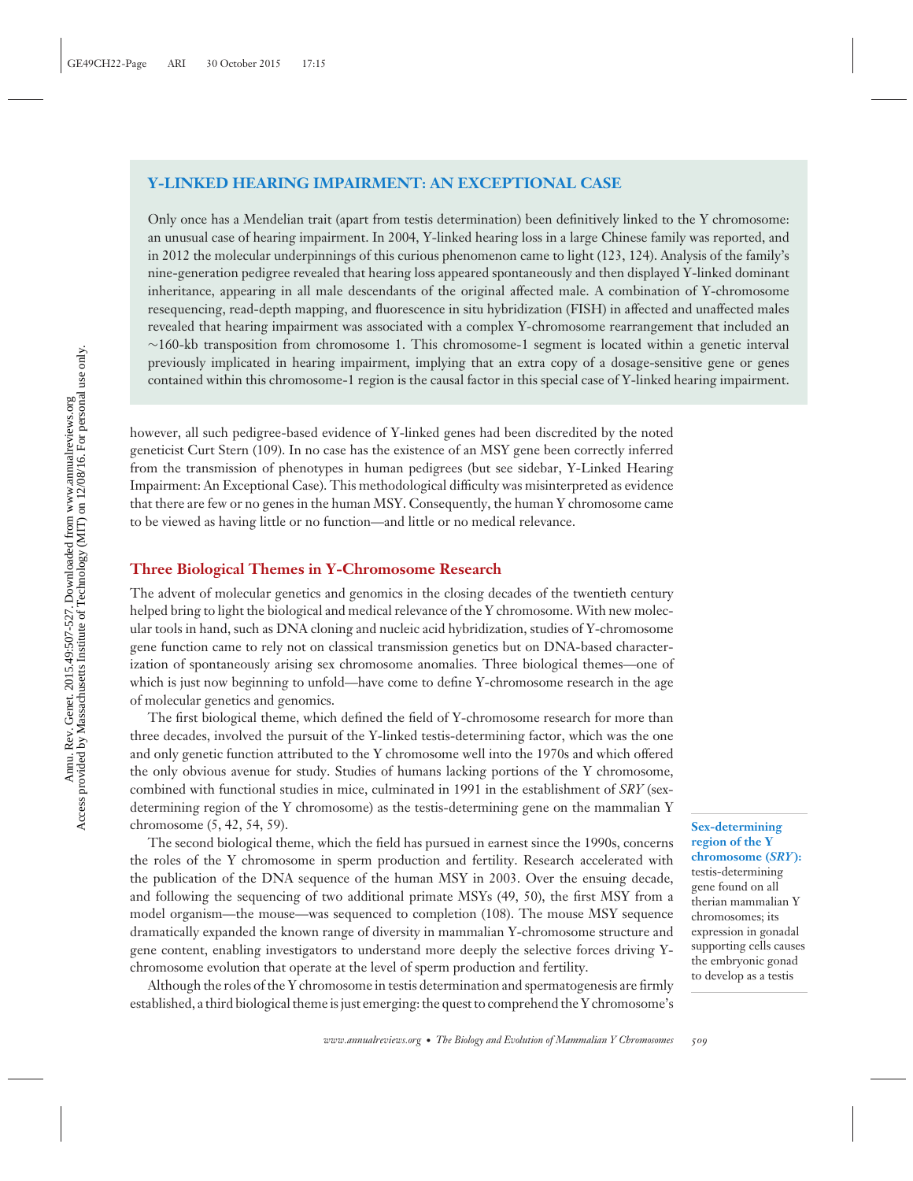## Y-LINKED HEARING IMPAIRMENT: AN EXCEPTIONAL CASE

Only once has a Mendelian trait (apart from testis determination) been definitively linked to the Y chromosome: an unusual case of hearing impairment. In 2004, Y-linked hearing loss in a large Chinese family was reported, and in 2012 the molecular underpinnings of this curious phenomenon came to light (123, 124). Analysis of the family's nine-generation pedigree revealed that hearing loss appeared spontaneously and then displayed Y-linked dominant inheritance, appearing in all male descendants of the original affected male. A combination of Y-chromosome resequencing, read-depth mapping, and fluorescence in situ hybridization (FISH) in affected and unaffected males revealed that hearing impairment was associated with a complex Y-chromosome rearrangement that included an ~160-kb transposition from chromosome 1. This chromosome-1 segment is located within a genetic interval previously implicated in hearing impairment, implying that an extra copy of a dosage-sensitive gene or genes contained within this chromosome-1 region is the causal factor in this special case of Y-linked hearing impairment.

however, all such pedigree-based evidence of Y-linked genes had been discredited by the noted geneticist Curt Stern (109). In no case has the existence of an MSY gene been correctly inferred from the transmission of phenotypes in human pedigrees (but see sidebar, Y-Linked Hearing Impairment: An Exceptional Case). This methodological difficulty was misinterpreted as evidence that there are few or no genes in the human MSY. Consequently, the human Y chromosome came to be viewed as having little or no function—and little or no medical relevance.

## Three Biological Themes in Y-Chromosome Research

The advent of molecular genetics and genomics in the closing decades of the twentieth century helped bring to light the biological and medical relevance of the Y chromosome. With new molecular tools in hand, such as DNA cloning and nucleic acid hybridization, studies of Y-chromosome gene function came to rely not on classical transmission genetics but on DNA-based characterization of spontaneously arising sex chromosome anomalies. Three biological themes—one of which is just now beginning to unfold—have come to define Y-chromosome research in the age of molecular genetics and genomics.

The first biological theme, which defined the field of Y-chromosome research for more than three decades, involved the pursuit of the Y-linked testis-determining factor, which was the one and only genetic function attributed to the Y chromosome well into the 1970s and which offered the only obvious avenue for study. Studies of humans lacking portions of the Y chromosome, combined with functional studies in mice, culminated in 1991 in the establishment of *SRY* (sex-determining region of the Y chromosome) as the testis-determining gene on the mammalian Y chromosome (5, 42, 54, 59).

**Sex-determining region of the Y chromosome (*SRY*):** testis-determining gene found on all therian mammalian Y chromosomes; its expression in gonadal supporting cells causes the embryonic gonad to develop as a testis

The second biological theme, which the field has pursued in earnest since the 1990s, concerns the roles of the Y chromosome in sperm production and fertility. Research accelerated with the publication of the DNA sequence of the human MSY in 2003. Over the ensuing decade, and following the sequencing of two additional primate MSYs (49, 50), the first MSY from a model organism—the mouse—was sequenced to completion (108). The mouse MSY sequence dramatically expanded the known range of diversity in mammalian Y-chromosome structure and gene content, enabling investigators to understand more deeply the selective forces driving Y-chromosome evolution that operate at the level of sperm production and fertility.

Although the roles of the Y chromosome in testis determination and spermatogenesis are firmly established, a third biological theme is just emerging: the quest to comprehend the Y chromosome's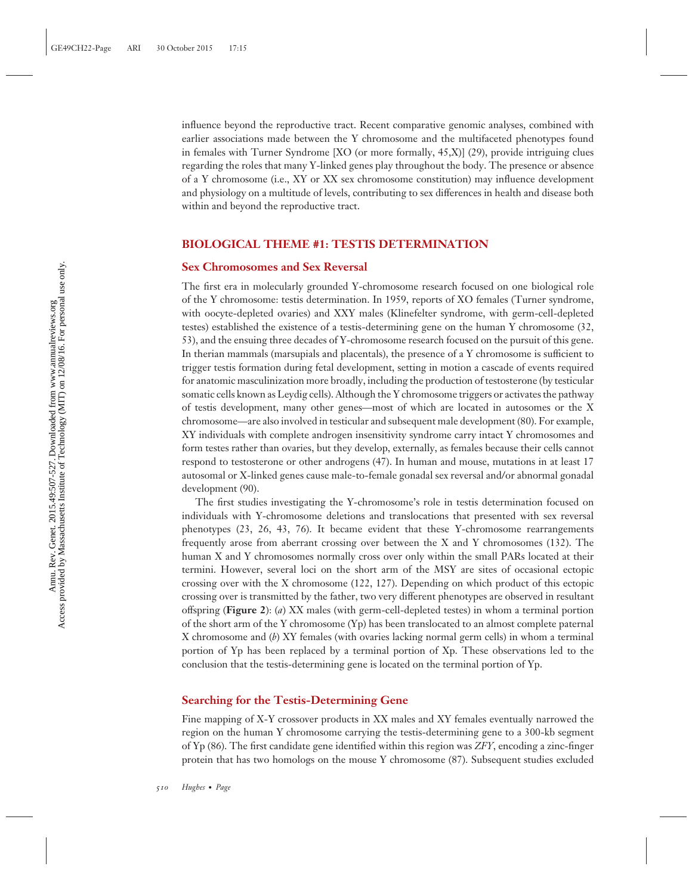influence beyond the reproductive tract. Recent comparative genomic analyses, combined with earlier associations made between the Y chromosome and the multifaceted phenotypes found in females with Turner Syndrome [XO (or more formally, 45,X)] (29), provide intriguing clues regarding the roles that many Y-linked genes play throughout the body. The presence or absence of a Y chromosome (i.e., XY or XX sex chromosome constitution) may influence development and physiology on a multitude of levels, contributing to sex differences in health and disease both within and beyond the reproductive tract.

## BIOLOGICAL THEME #1: TESTIS DETERMINATION

### Sex Chromosomes and Sex Reversal

The first era in molecularly grounded Y-chromosome research focused on one biological role of the Y chromosome: testis determination. In 1959, reports of XO females (Turner syndrome, with oocyte-depleted ovaries) and XXY males (Klinefelter syndrome, with germ-cell-depleted testes) established the existence of a testis-determining gene on the human Y chromosome (32, 53), and the ensuing three decades of Y-chromosome research focused on the pursuit of this gene. In therian mammals (marsupials and placentals), the presence of a Y chromosome is sufficient to trigger testis formation during fetal development, setting in motion a cascade of events required for anatomic masculinization more broadly, including the production of testosterone (by testicular somatic cells known as Leydig cells). Although the Y chromosome triggers or activates the pathway of testis development, many other genes—most of which are located in autosomes or the X chromosome—are also involved in testicular and subsequent male development (80). For example, XY individuals with complete androgen insensitivity syndrome carry intact Y chromosomes and form testes rather than ovaries, but they develop, externally, as females because their cells cannot respond to testosterone or other androgens (47). In human and mouse, mutations in at least 17 autosomal or X-linked genes cause male-to-female gonadal sex reversal and/or abnormal gonadal development (90).

The first studies investigating the Y-chromosome's role in testis determination focused on individuals with Y-chromosome deletions and translocations that presented with sex reversal phenotypes (23, 26, 43, 76). It became evident that these Y-chromosome rearrangements frequently arose from aberrant crossing over between the X and Y chromosomes (132). The human X and Y chromosomes normally cross over only within the small PARs located at their termini. However, several loci on the short arm of the MSY are sites of occasional ectopic crossing over with the X chromosome (122, 127). Depending on which product of this ectopic crossing over is transmitted by the father, two very different phenotypes are observed in resultant offspring (**Figure 2**): (*a*) XX males (with germ-cell-depleted testes) in whom a terminal portion of the short arm of the Y chromosome (Yp) has been translocated to an almost complete paternal X chromosome and (*b*) XY females (with ovaries lacking normal germ cells) in whom a terminal portion of Yp has been replaced by a terminal portion of Xp. These observations led to the conclusion that the testis-determining gene is located on the terminal portion of Yp.

### Searching for the Testis-Determining Gene

Fine mapping of X-Y crossover products in XX males and XY females eventually narrowed the region on the human Y chromosome carrying the testis-determining gene to a 300-kb segment of Yp (86). The first candidate gene identified within this region was *ZFY*, encoding a zinc-finger protein that has two homologs on the mouse Y chromosome (87). Subsequent studies excluded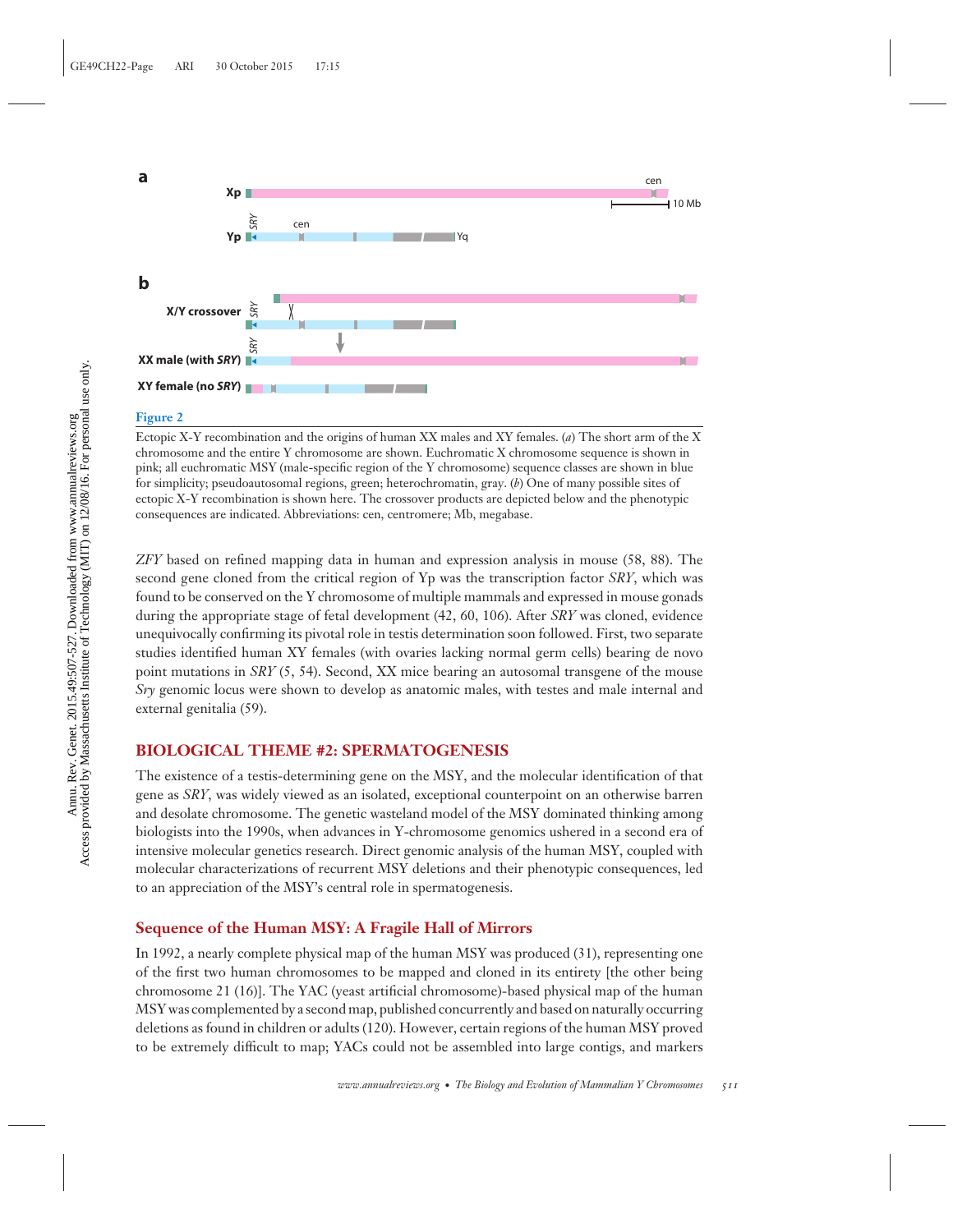**Figure 2**

Ectopic X-Y recombination and the origins of human XX males and XY females. (*a*) The short arm of the X chromosome and the entire Y chromosome are shown. Euchromatic X chromosome sequence is shown in pink; all euchromatic MSY (male-specific region of the Y chromosome) sequence classes are shown in blue for simplicity; pseudoautosomal regions, green; heterochromatin, gray. (*b*) One of many possible sites of ectopic X-Y recombination is shown here. The crossover products are depicted below and the phenotypic consequences are indicated. Abbreviations: cen, centromere; Mb, megabase.

*ZFY* based on refined mapping data in human and expression analysis in mouse (58, 88). The second gene cloned from the critical region of Yp was the transcription factor *SRY*, which was found to be conserved on the Y chromosome of multiple mammals and expressed in mouse gonads during the appropriate stage of fetal development (42, 60, 106). After *SRY* was cloned, evidence unequivocally confirming its pivotal role in testis determination soon followed. First, two separate studies identified human XY females (with ovaries lacking normal germ cells) bearing de novo point mutations in *SRY* (5, 54). Second, XX mice bearing an autosomal transgene of the mouse *Sry* genomic locus were shown to develop as anatomic males, with testes and male internal and external genitalia (59).

## BIOLOGICAL THEME #2: SPERMATOGENESIS

The existence of a testis-determining gene on the MSY, and the molecular identification of that gene as *SRY*, was widely viewed as an isolated, exceptional counterpoint on an otherwise barren and desolate chromosome. The genetic wasteland model of the MSY dominated thinking among biologists into the 1990s, when advances in Y-chromosome genomics ushered in a second era of intensive molecular genetics research. Direct genomic analysis of the human MSY, coupled with molecular characterizations of recurrent MSY deletions and their phenotypic consequences, led to an appreciation of the MSY's central role in spermatogenesis.

### Sequence of the Human MSY: A Fragile Hall of Mirrors

In 1992, a nearly complete physical map of the human MSY was produced (31), representing one of the first two human chromosomes to be mapped and cloned in its entirety [the other being chromosome 21 (16)]. The YAC (yeast artificial chromosome)-based physical map of the human MSY was complemented by a second map, published concurrently and based on naturally occurring deletions as found in children or adults (120). However, certain regions of the human MSY proved to be extremely difficult to map; YACs could not be assembled into large contigs, and markers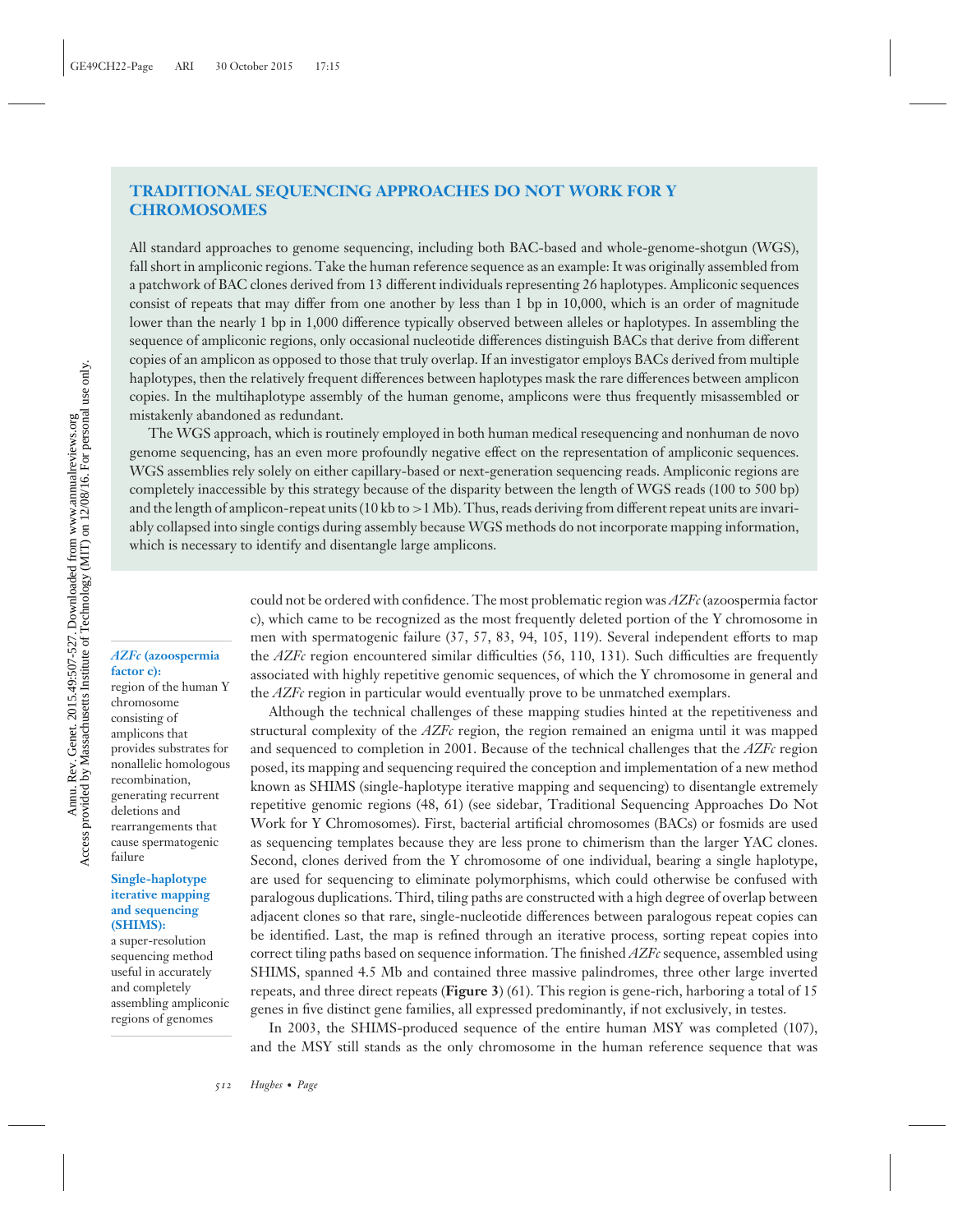## TRADITIONAL SEQUENCING APPROACHES DO NOT WORK FOR Y CHROMOSOMES

All standard approaches to genome sequencing, including both BAC-based and whole-genome-shotgun (WGS), fall short in ampliconic regions. Take the human reference sequence as an example: It was originally assembled from a patchwork of BAC clones derived from 13 different individuals representing 26 haplotypes. Ampliconic sequences consist of repeats that may differ from one another by less than 1 bp in 10,000, which is an order of magnitude lower than the nearly 1 bp in 1,000 difference typically observed between alleles or haplotypes. In assembling the sequence of ampliconic regions, only occasional nucleotide differences distinguish BACs that derive from different copies of an amplicon as opposed to those that truly overlap. If an investigator employs BACs derived from multiple haplotypes, then the relatively frequent differences between haplotypes mask the rare differences between amplicon copies. In the multihaplotype assembly of the human genome, amplicons were thus frequently misassembled or mistakenly abandoned as redundant.

The WGS approach, which is routinely employed in both human medical resequencing and nonhuman de novo genome sequencing, has an even more profoundly negative effect on the representation of ampliconic sequences. WGS assemblies rely solely on either capillary-based or next-generation sequencing reads. Ampliconic regions are completely inaccessible by this strategy because of the disparity between the length of WGS reads (100 to 500 bp) and the length of amplicon-repeat units (10 kb to >1 Mb). Thus, reads deriving from different repeat units are invariably collapsed into single contigs during assembly because WGS methods do not incorporate mapping information, which is necessary to identify and disentangle large amplicons.

could not be ordered with confidence. The most problematic region was *AZFc* (azoospermia factor c), which came to be recognized as the most frequently deleted portion of the Y chromosome in men with spermatogenic failure (37, 57, 83, 94, 105, 119). Several independent efforts to map the *AZFc* region encountered similar difficulties (56, 110, 131). Such difficulties are frequently associated with highly repetitive genomic sequences, of which the Y chromosome in general and the *AZFc* region in particular would eventually prove to be unmatched exemplars.

**AZFc (azoospermia factor c):** region of the human Y chromosome consisting of amplicons that provides substrates for nonallelic homologous recombination, generating recurrent deletions and rearrangements that cause spermatogenic failure

**Single-haplotype iterative mapping and sequencing (SHIMS):** a super-resolution sequencing method useful in accurately and completely assembling ampliconic regions of genomes

Although the technical challenges of these mapping studies hinted at the repetitiveness and structural complexity of the *AZFc* region, the region remained an enigma until it was mapped and sequenced to completion in 2001. Because of the technical challenges that the *AZFc* region posed, its mapping and sequencing required the conception and implementation of a new method known as SHIMS (single-haplotype iterative mapping and sequencing) to disentangle extremely repetitive genomic regions (48, 61) (see sidebar, Traditional Sequencing Approaches Do Not Work for Y Chromosomes). First, bacterial artificial chromosomes (BACs) or fosmids are used as sequencing templates because they are less prone to chimerism than the larger YAC clones. Second, clones derived from the Y chromosome of one individual, bearing a single haplotype, are used for sequencing to eliminate polymorphisms, which could otherwise be confused with paralogous duplications. Third, tiling paths are constructed with a high degree of overlap between adjacent clones so that rare, single-nucleotide differences between paralogous repeat copies can be identified. Last, the map is refined through an iterative process, sorting repeat copies into correct tiling paths based on sequence information. The finished *AZFc* sequence, assembled using SHIMS, spanned 4.5 Mb and contained three massive palindromes, three other large inverted repeats, and three direct repeats (**Figure 3**) (61). This region is gene-rich, harboring a total of 15 genes in five distinct gene families, all expressed predominantly, if not exclusively, in testes.

In 2003, the SHIMS-produced sequence of the entire human MSY was completed (107), and the MSY still stands as the only chromosome in the human reference sequence that was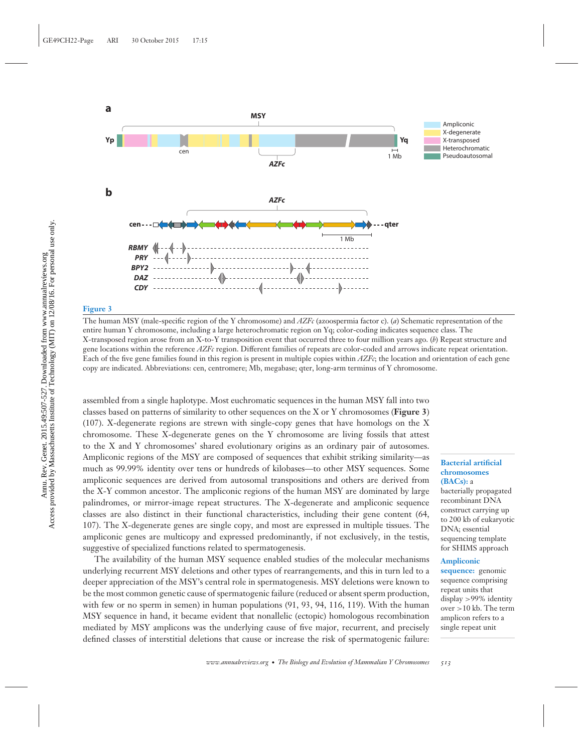**Figure 3**

The human MSY (male-specific region of the Y chromosome) and *AZFc* (azoospermia factor c). (*a*) Schematic representation of the entire human Y chromosome, including a large heterochromatic region on Yq; color-coding indicates sequence class. The X-transposed region arose from an X-to-Y transposition event that occurred three to four million years ago. (*b*) Repeat structure and gene locations within the reference *AZFc* region. Different families of repeats are color-coded and arrows indicate repeat orientation. Each of the five gene families found in this region is present in multiple copies within *AZFc*; the location and orientation of each gene copy are indicated. Abbreviations: cen, centromere; Mb, megabase; qter, long-arm terminus of Y chromosome.

assembled from a single haplotype. Most euchromatic sequences in the human MSY fall into two classes based on patterns of similarity to other sequences on the X or Y chromosomes (**Figure 3**) (107). X-degenerate regions are strewn with single-copy genes that have homologs on the X chromosome. These X-degenerate genes on the Y chromosome are living fossils that attest to the X and Y chromosomes' shared evolutionary origins as an ordinary pair of autosomes. Ampliconic regions of the MSY are composed of sequences that exhibit striking similarity—as much as 99.99% identity over tens or hundreds of kilobases—to other MSY sequences. Some ampliconic sequences are derived from autosomal transpositions and others are derived from the X-Y common ancestor. The ampliconic regions of the human MSY are dominated by large palindromes, or mirror-image repeat structures. The X-degenerate and ampliconic sequence classes are also distinct in their functional characteristics, including their gene content (64, 107). The X-degenerate genes are single copy, and most are expressed in multiple tissues. The ampliconic genes are multicopy and expressed predominantly, if not exclusively, in the testis, suggestive of specialized functions related to spermatogenesis.

The availability of the human MSY sequence enabled studies of the molecular mechanisms underlying recurrent MSY deletions and other types of rearrangements, and this in turn led to a deeper appreciation of the MSY's central role in spermatogenesis. MSY deletions were known to be the most common genetic cause of spermatogenic failure (reduced or absent sperm production, with few or no sperm in semen) in human populations (91, 93, 94, 116, 119). With the human MSY sequence in hand, it became evident that nonallelic (ectopic) homologous recombination mediated by MSY amplicons was the underlying cause of five major, recurrent, and precisely defined classes of interstitial deletions that cause or increase the risk of spermatogenic failure:

**Bacterial artificial chromosomes (BACs):** a bacterially propagated recombinant DNA construct carrying up to 200 kb of eukaryotic DNA; essential sequencing template for SHIMS approach

**Ampliconic sequence:** genomic sequence comprising repeat units that display >99% identity over >10 kb. The term amplicon refers to a single repeat unit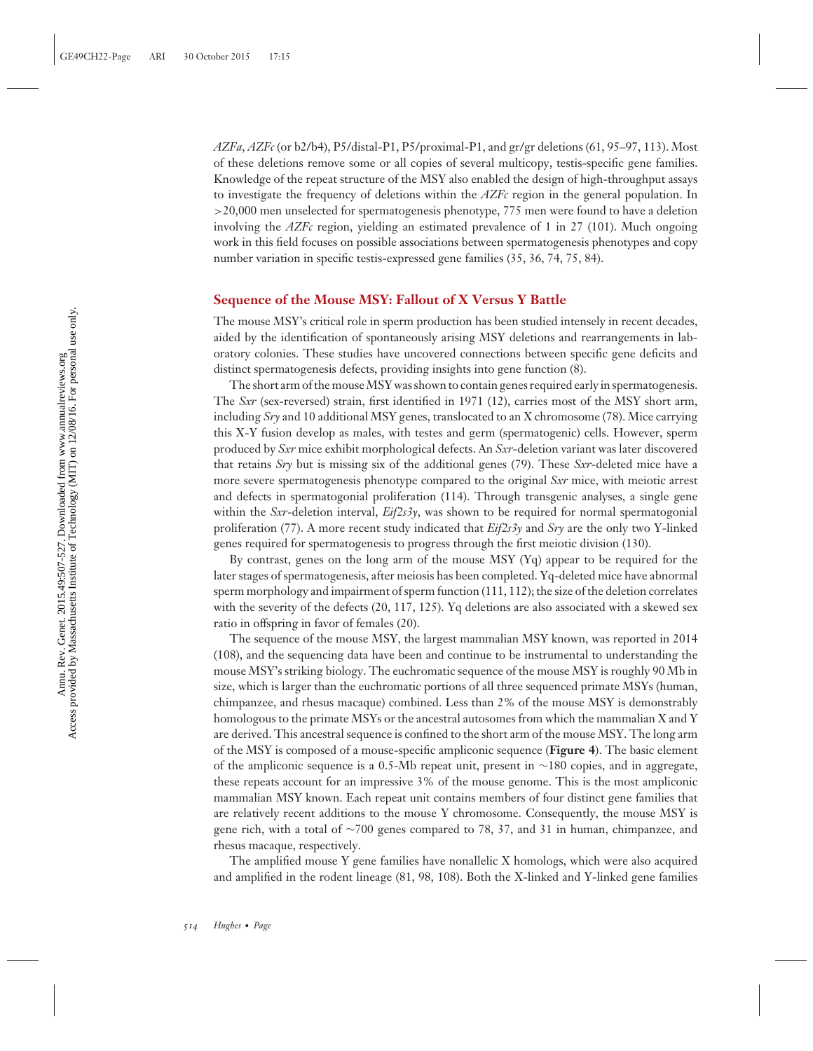*AZFa*, *AZFc* (or b2/b4), P5/distal-P1, P5/proximal-P1, and gr/gr deletions (61, 95–97, 113). Most of these deletions remove some or all copies of several multicopy, testis-specific gene families. Knowledge of the repeat structure of the MSY also enabled the design of high-throughput assays to investigate the frequency of deletions within the *AZFc* region in the general population. In >20,000 men unselected for spermatogenesis phenotype, 775 men were found to have a deletion involving the *AZFc* region, yielding an estimated prevalence of 1 in 27 (101). Much ongoing work in this field focuses on possible associations between spermatogenesis phenotypes and copy number variation in specific testis-expressed gene families (35, 36, 74, 75, 84).

## Sequence of the Mouse MSY: Fallout of X Versus Y Battle

The mouse MSY's critical role in sperm production has been studied intensely in recent decades, aided by the identification of spontaneously arising MSY deletions and rearrangements in laboratory colonies. These studies have uncovered connections between specific gene deficits and distinct spermatogenesis defects, providing insights into gene function (8).

The short arm of the mouse MSY was shown to contain genes required early in spermatogenesis. The *Sxr* (sex-reversed) strain, first identified in 1971 (12), carries most of the MSY short arm, including *Sry* and 10 additional MSY genes, translocated to an X chromosome (78). Mice carrying this X-Y fusion develop as males, with testes and germ (spermatogenic) cells. However, sperm produced by *Sxr* mice exhibit morphological defects. An *Sxr*-deletion variant was later discovered that retains *Sry* but is missing six of the additional genes (79). These *Sxr*-deleted mice have a more severe spermatogenesis phenotype compared to the original *Sxr* mice, with meiotic arrest and defects in spermatogonial proliferation (114). Through transgenic analyses, a single gene within the *Sxr*-deletion interval, *Eif2s3y*, was shown to be required for normal spermatogonial proliferation (77). A more recent study indicated that *Eif2s3y* and *Sry* are the only two Y-linked genes required for spermatogenesis to progress through the first meiotic division (130).

By contrast, genes on the long arm of the mouse MSY (Yq) appear to be required for the later stages of spermatogenesis, after meiosis has been completed. Yq-deleted mice have abnormal sperm morphology and impairment of sperm function (111, 112); the size of the deletion correlates with the severity of the defects (20, 117, 125). Yq deletions are also associated with a skewed sex ratio in offspring in favor of females (20).

The sequence of the mouse MSY, the largest mammalian MSY known, was reported in 2014 (108), and the sequencing data have been and continue to be instrumental to understanding the mouse MSY's striking biology. The euchromatic sequence of the mouse MSY is roughly 90 Mb in size, which is larger than the euchromatic portions of all three sequenced primate MSYs (human, chimpanzee, and rhesus macaque) combined. Less than 2% of the mouse MSY is demonstrably homologous to the primate MSYs or the ancestral autosomes from which the mammalian X and Y are derived. This ancestral sequence is confined to the short arm of the mouse MSY. The long arm of the MSY is composed of a mouse-specific ampliconic sequence (**Figure 4**). The basic element of the ampliconic sequence is a 0.5-Mb repeat unit, present in ~180 copies, and in aggregate, these repeats account for an impressive 3% of the mouse genome. This is the most ampliconic mammalian MSY known. Each repeat unit contains members of four distinct gene families that are relatively recent additions to the mouse Y chromosome. Consequently, the mouse MSY is gene rich, with a total of ~700 genes compared to 78, 37, and 31 in human, chimpanzee, and rhesus macaque, respectively.

The amplified mouse Y gene families have nonallelic X homologs, which were also acquired and amplified in the rodent lineage (81, 98, 108). Both the X-linked and Y-linked gene families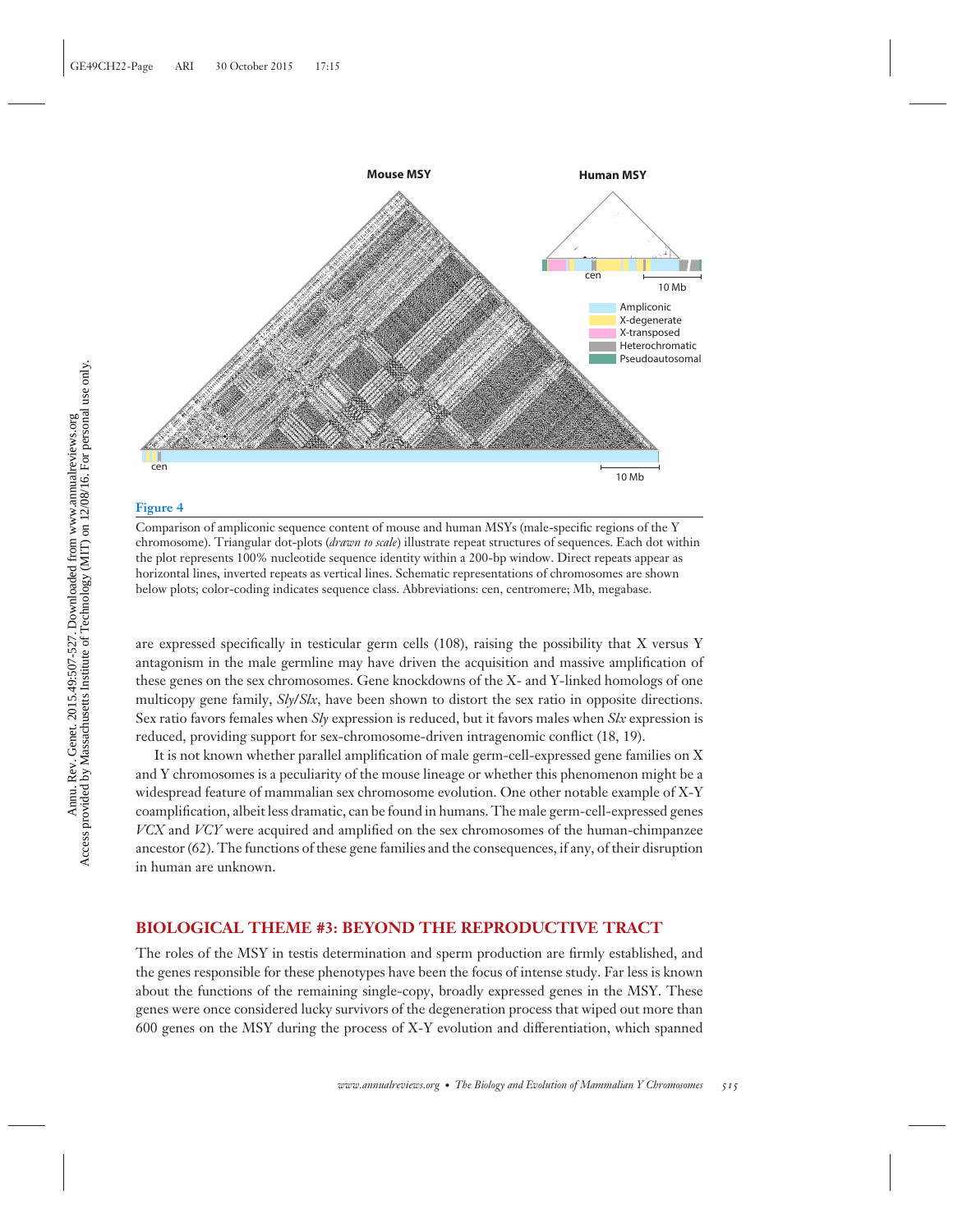**Figure 4**

Comparison of ampliconic sequence content of mouse and human MSYs (male-specific regions of the Y chromosome). Triangular dot-plots (*drawn to scale*) illustrate repeat structures of sequences. Each dot within the plot represents 100% nucleotide sequence identity within a 200-bp window. Direct repeats appear as horizontal lines, inverted repeats as vertical lines. Schematic representations of chromosomes are shown below plots; color-coding indicates sequence class. Abbreviations: cen, centromere; Mb, megabase.

are expressed specifically in testicular germ cells (108), raising the possibility that X versus Y antagonism in the male germline may have driven the acquisition and massive amplification of these genes on the sex chromosomes. Gene knockdowns of the X- and Y-linked homologs of one multicopy gene family, *Sly/Slx*, have been shown to distort the sex ratio in opposite directions. Sex ratio favors females when *Sly* expression is reduced, but it favors males when *Slx* expression is reduced, providing support for sex-chromosome-driven intragenomic conflict (18, 19).

It is not known whether parallel amplification of male germ-cell-expressed gene families on X and Y chromosomes is a peculiarity of the mouse lineage or whether this phenomenon might be a widespread feature of mammalian sex chromosome evolution. One other notable example of X-Y coamplification, albeit less dramatic, can be found in humans. The male germ-cell-expressed genes *VCX* and *VCY* were acquired and amplified on the sex chromosomes of the human-chimpanzee ancestor (62). The functions of these gene families and the consequences, if any, of their disruption in human are unknown.

## BIOLOGICAL THEME #3: BEYOND THE REPRODUCTIVE TRACT

The roles of the MSY in testis determination and sperm production are firmly established, and the genes responsible for these phenotypes have been the focus of intense study. Far less is known about the functions of the remaining single-copy, broadly expressed genes in the MSY. These genes were once considered lucky survivors of the degeneration process that wiped out more than 600 genes on the MSY during the process of X-Y evolution and differentiation, which spanned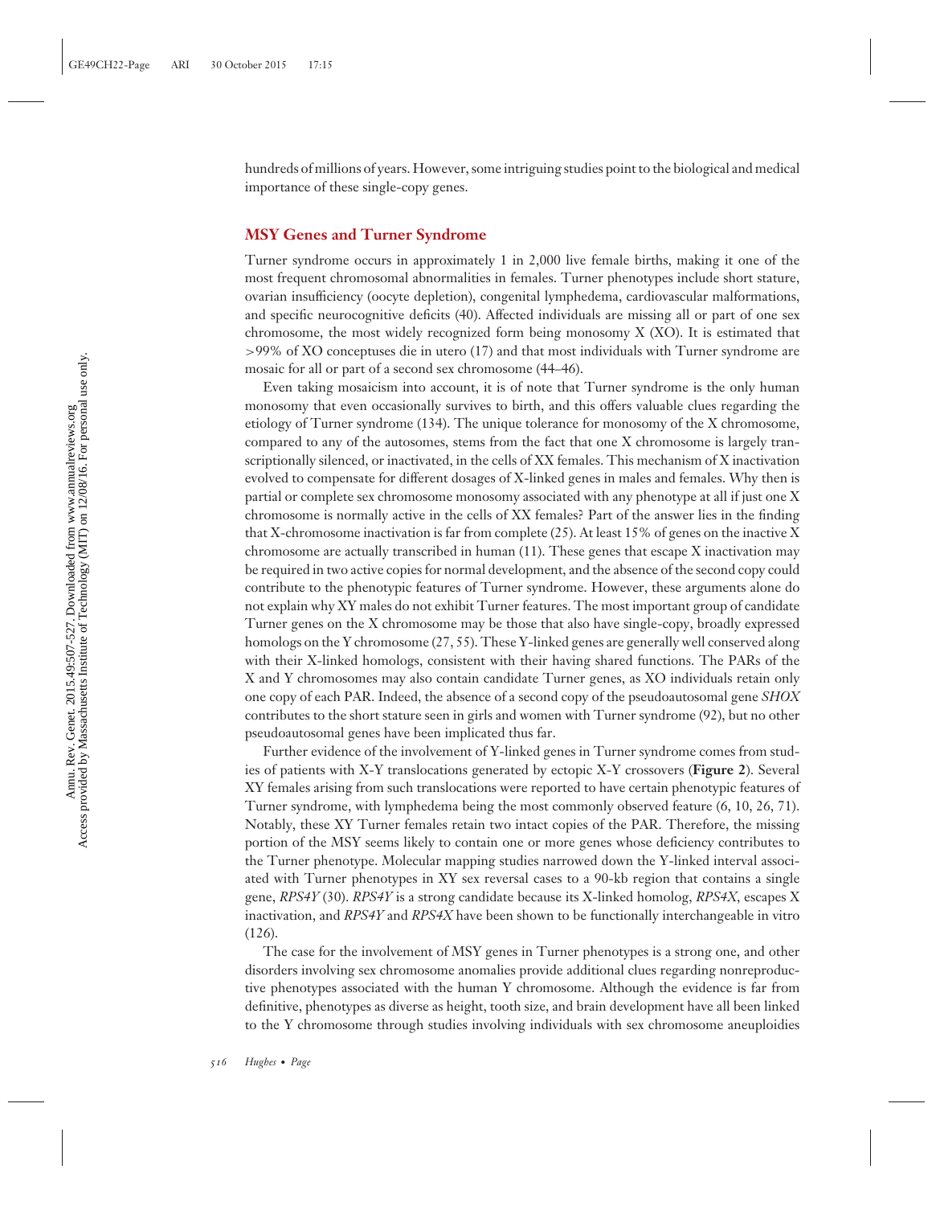hundreds of millions of years. However, some intriguing studies point to the biological and medical importance of these single-copy genes.

## MSY Genes and Turner Syndrome

Turner syndrome occurs in approximately 1 in 2,000 live female births, making it one of the most frequent chromosomal abnormalities in females. Turner phenotypes include short stature, ovarian insufficiency (oocyte depletion), congenital lymphedema, cardiovascular malformations, and specific neurocognitive deficits (40). Affected individuals are missing all or part of one sex chromosome, the most widely recognized form being monosomy X (XO). It is estimated that >99% of XO conceptuses die in utero (17) and that most individuals with Turner syndrome are mosaic for all or part of a second sex chromosome (44–46).

Even taking mosaicism into account, it is of note that Turner syndrome is the only human monosomy that even occasionally survives to birth, and this offers valuable clues regarding the etiology of Turner syndrome (134). The unique tolerance for monosomy of the X chromosome, compared to any of the autosomes, stems from the fact that one X chromosome is largely transcriptionally silenced, or inactivated, in the cells of XX females. This mechanism of X inactivation evolved to compensate for different dosages of X-linked genes in males and females. Why then is partial or complete sex chromosome monosomy associated with any phenotype at all if just one X chromosome is normally active in the cells of XX females? Part of the answer lies in the finding that X-chromosome inactivation is far from complete (25). At least 15% of genes on the inactive X chromosome are actually transcribed in human (11). These genes that escape X inactivation may be required in two active copies for normal development, and the absence of the second copy could contribute to the phenotypic features of Turner syndrome. However, these arguments alone do not explain why XY males do not exhibit Turner features. The most important group of candidate Turner genes on the X chromosome may be those that also have single-copy, broadly expressed homologs on the Y chromosome (27, 55). These Y-linked genes are generally well conserved along with their X-linked homologs, consistent with their having shared functions. The PARs of the X and Y chromosomes may also contain candidate Turner genes, as XO individuals retain only one copy of each PAR. Indeed, the absence of a second copy of the pseudoautosomal gene *SHOX* contributes to the short stature seen in girls and women with Turner syndrome (92), but no other pseudoautosomal genes have been implicated thus far.

Further evidence of the involvement of Y-linked genes in Turner syndrome comes from studies of patients with X-Y translocations generated by ectopic X-Y crossovers (**Figure 2**). Several XY females arising from such translocations were reported to have certain phenotypic features of Turner syndrome, with lymphedema being the most commonly observed feature (6, 10, 26, 71). Notably, these XY Turner females retain two intact copies of the PAR. Therefore, the missing portion of the MSY seems likely to contain one or more genes whose deficiency contributes to the Turner phenotype. Molecular mapping studies narrowed down the Y-linked interval associated with Turner phenotypes in XY sex reversal cases to a 90-kb region that contains a single gene, *RPS4Y* (30). *RPS4Y* is a strong candidate because its X-linked homolog, *RPS4X*, escapes X inactivation, and *RPS4Y* and *RPS4X* have been shown to be functionally interchangeable in vitro (126).

The case for the involvement of MSY genes in Turner phenotypes is a strong one, and other disorders involving sex chromosome anomalies provide additional clues regarding nonreproductive phenotypes associated with the human Y chromosome. Although the evidence is far from definitive, phenotypes as diverse as height, tooth size, and brain development have all been linked to the Y chromosome through studies involving individuals with sex chromosome aneuploidies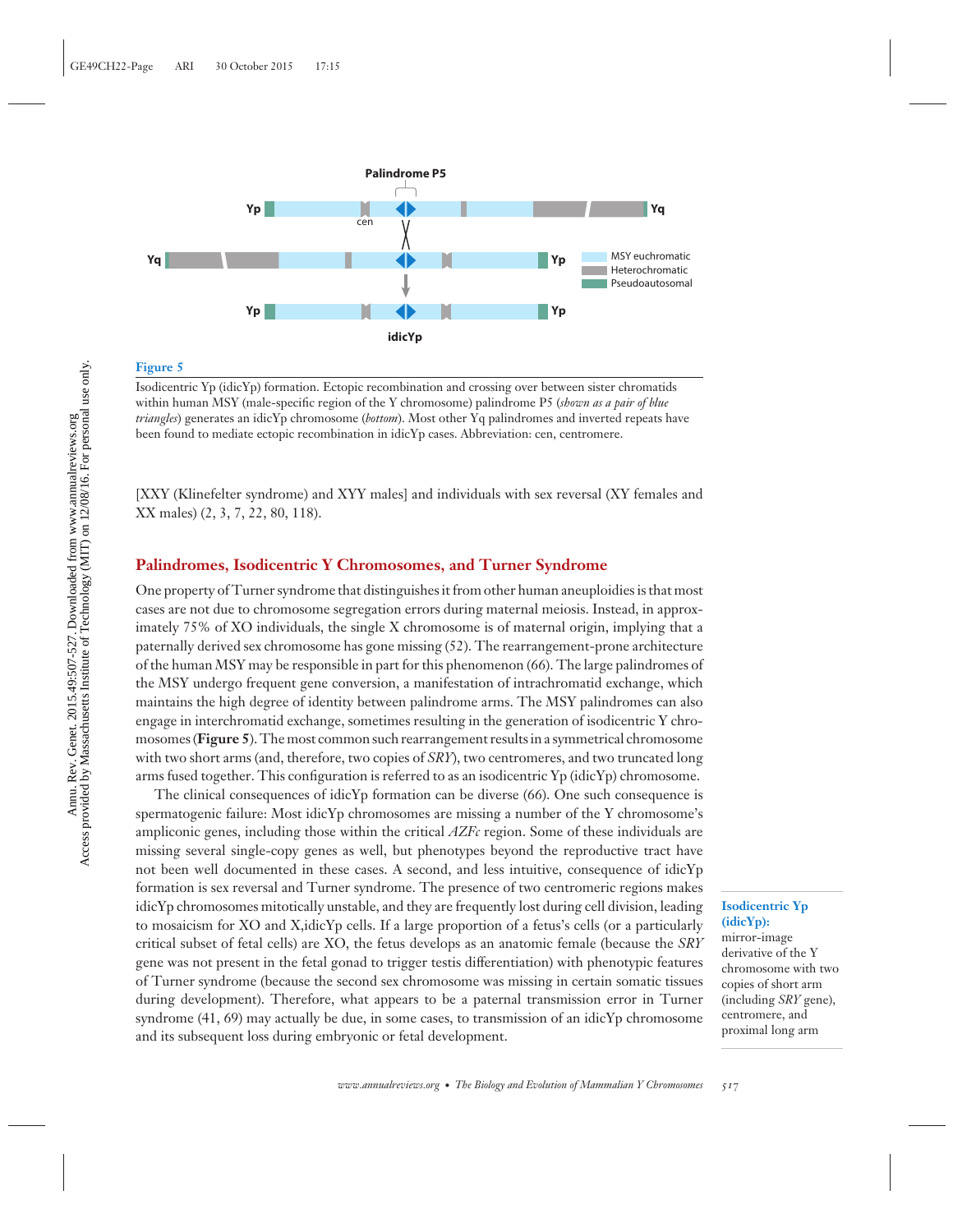**Figure 5**

Isodicentric Yp (idicYp) formation. Ectopic recombination and crossing over between sister chromatids within human MSY (male-specific region of the Y chromosome) palindrome P5 (*shown as a pair of blue triangles*) generates an idicYp chromosome (*bottom*). Most other Yq palindromes and inverted repeats have been found to mediate ectopic recombination in idicYp cases. Abbreviation: cen, centromere.

[XXY (Klinefelter syndrome) and XYY males] and individuals with sex reversal (XY females and XX males) (2, 3, 7, 22, 80, 118).

## Palindromes, Isodicentric Y Chromosomes, and Turner Syndrome

One property of Turner syndrome that distinguishes it from other human aneuploidies is that most cases are not due to chromosome segregation errors during maternal meiosis. Instead, in approximately 75% of XO individuals, the single X chromosome is of maternal origin, implying that a paternally derived sex chromosome has gone missing (52). The rearrangement-prone architecture of the human MSY may be responsible in part for this phenomenon (66). The large palindromes of the MSY undergo frequent gene conversion, a manifestation of intrachromatid exchange, which maintains the high degree of identity between palindrome arms. The MSY palindromes can also engage in interchromatid exchange, sometimes resulting in the generation of isodicentric Y chromosomes (**Figure 5**). The most common such rearrangement results in a symmetrical chromosome with two short arms (and, therefore, two copies of *SRY*), two centromeres, and two truncated long arms fused together. This configuration is referred to as an isodicentric Yp (idicYp) chromosome.

The clinical consequences of idicYp formation can be diverse (66). One such consequence is spermatogenic failure: Most idicYp chromosomes are missing a number of the Y chromosome's ampliconic genes, including those within the critical *AZFc* region. Some of these individuals are missing several single-copy genes as well, but phenotypes beyond the reproductive tract have not been well documented in these cases. A second, and less intuitive, consequence of idicYp formation is sex reversal and Turner syndrome. The presence of two centromeric regions makes idicYp chromosomes mitotically unstable, and they are frequently lost during cell division, leading to mosaicism for XO and X,idicYp cells. If a large proportion of a fetus's cells (or a particularly critical subset of fetal cells) are XO, the fetus develops as an anatomic female (because the *SRY* gene was not present in the fetal gonad to trigger testis differentiation) with phenotypic features of Turner syndrome (because the second sex chromosome was missing in certain somatic tissues during development). Therefore, what appears to be a paternal transmission error in Turner syndrome (41, 69) may actually be due, in some cases, to transmission of an idicYp chromosome and its subsequent loss during embryonic or fetal development.

**Isodicentric Yp (idicYp):** mirror-image derivative of the Y chromosome with two copies of short arm (including *SRY* gene), centromere, and proximal long arm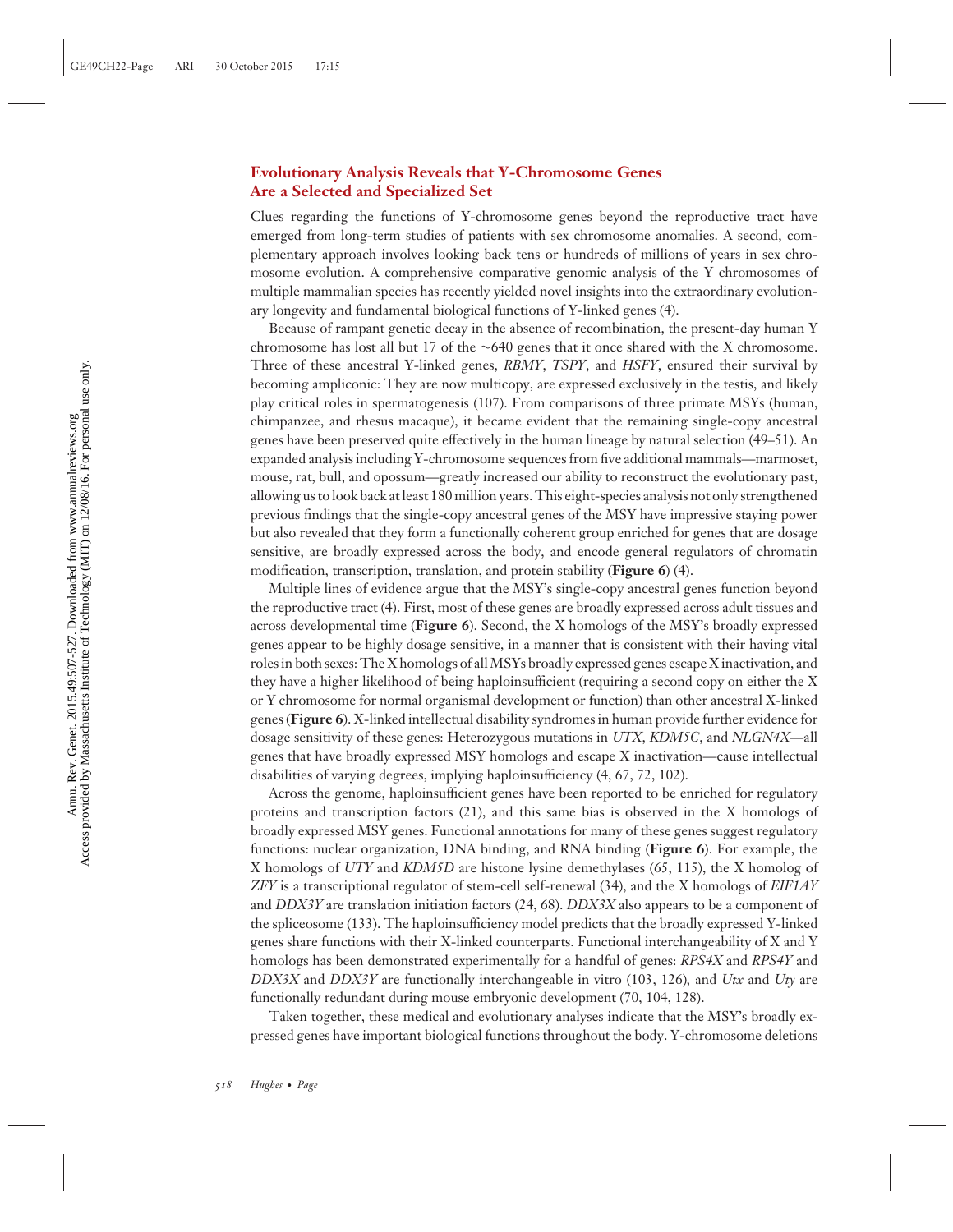## Evolutionary Analysis Reveals that Y-Chromosome Genes Are a Selected and Specialized Set

Clues regarding the functions of Y-chromosome genes beyond the reproductive tract have emerged from long-term studies of patients with sex chromosome anomalies. A second, complementary approach involves looking back tens or hundreds of millions of years in sex chromosome evolution. A comprehensive comparative genomic analysis of the Y chromosomes of multiple mammalian species has recently yielded novel insights into the extraordinary evolutionary longevity and fundamental biological functions of Y-linked genes (4).

Because of rampant genetic decay in the absence of recombination, the present-day human Y chromosome has lost all but 17 of the ~640 genes that it once shared with the X chromosome. Three of these ancestral Y-linked genes, *RBMY*, *TSPY*, and *HSFY*, ensured their survival by becoming ampliconic: They are now multicopy, are expressed exclusively in the testis, and likely play critical roles in spermatogenesis (107). From comparisons of three primate MSYs (human, chimpanzee, and rhesus macaque), it became evident that the remaining single-copy ancestral genes have been preserved quite effectively in the human lineage by natural selection (49–51). An expanded analysis including Y-chromosome sequences from five additional mammals—marmoset, mouse, rat, bull, and opossum—greatly increased our ability to reconstruct the evolutionary past, allowing us to look back at least 180 million years. This eight-species analysis not only strengthened previous findings that the single-copy ancestral genes of the MSY have impressive staying power but also revealed that they form a functionally coherent group enriched for genes that are dosage sensitive, are broadly expressed across the body, and encode general regulators of chromatin modification, transcription, translation, and protein stability (**Figure 6**) (4).

Multiple lines of evidence argue that the MSY's single-copy ancestral genes function beyond the reproductive tract (4). First, most of these genes are broadly expressed across adult tissues and across developmental time (**Figure 6**). Second, the X homologs of the MSY's broadly expressed genes appear to be highly dosage sensitive, in a manner that is consistent with their having vital roles in both sexes: The X homologs of all MSYs broadly expressed genes escape X inactivation, and they have a higher likelihood of being haploinsufficient (requiring a second copy on either the X or Y chromosome for normal organismal development or function) than other ancestral X-linked genes (**Figure 6**). X-linked intellectual disability syndromes in human provide further evidence for dosage sensitivity of these genes: Heterozygous mutations in *UTX*, *KDM5C*, and *NLGN4X*—all genes that have broadly expressed MSY homologs and escape X inactivation—cause intellectual disabilities of varying degrees, implying haploinsufficiency (4, 67, 72, 102).

Across the genome, haploinsufficient genes have been reported to be enriched for regulatory proteins and transcription factors (21), and this same bias is observed in the X homologs of broadly expressed MSY genes. Functional annotations for many of these genes suggest regulatory functions: nuclear organization, DNA binding, and RNA binding (**Figure 6**). For example, the X homologs of *UTY* and *KDM5D* are histone lysine demethylases (65, 115), the X homolog of *ZFY* is a transcriptional regulator of stem-cell self-renewal (34), and the X homologs of *EIF1AY* and *DDX3Y* are translation initiation factors (24, 68). *DDX3X* also appears to be a component of the spliceosome (133). The haploinsufficiency model predicts that the broadly expressed Y-linked genes share functions with their X-linked counterparts. Functional interchangeability of X and Y homologs has been demonstrated experimentally for a handful of genes: *RPS4X* and *RPS4Y* and *DDX3X* and *DDX3Y* are functionally interchangeable in vitro (103, 126), and *Utx* and *Uty* are functionally redundant during mouse embryonic development (70, 104, 128).

Taken together, these medical and evolutionary analyses indicate that the MSY's broadly expressed genes have important biological functions throughout the body. Y-chromosome deletions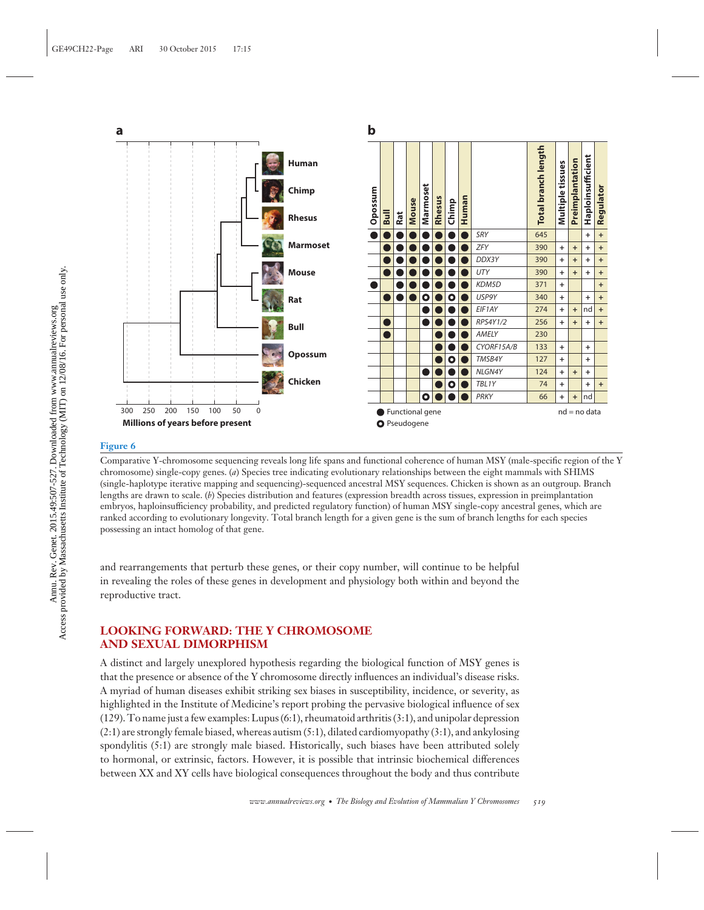**a**

(Species tree: Human, Chimp, Rhesus, Marmoset, Mouse, Rat, Bull, Opossum, Chicken; axis: 300, 250, 200, 150, 100, 50, 0 — Millions of years before present)

**b**

| Opossum | Bull | Rat | Mouse | Marmoset | Rhesus | Chimp | Human | | Total branch length | Multiple tissues | Preimplantation | Haploinsufficient | Regulator |
|---|---|---|---|---|---|---|---|---|---|---|---|---|---|
| ● | ● | ● | ● | ● | ● | ● | ● | *SRY* | 645 | | | + | + |
| | ● | ● | ● | ● | ● | ● | ● | *ZFY* | 390 | + | + | + | + |
| | ● | ● | ● | ● | ● | ● | ● | *DDX3Y* | 390 | + | + | + | + |
| | ● | ● | ● | ● | ● | ● | ● | *UTY* | 390 | + | + | + | + |
| ● | | ● | ● | ● | ● | ● | ● | *KDM5D* | 371 | + | | | + |
| | ● | ● | ● | ○ | ● | ○ | ● | *USP9Y* | 340 | + | | + | + |
| | | | | ● | ● | ● | ● | *EIF1AY* | 274 | + | + | nd | + |
| | ● | | | ● | ● | ● | ● | *RPS4Y1/2* | 256 | + | + | + | + |
| | ● | | | | ● | ● | ● | *AMELY* | 230 | | | | |
| | | | | | ● | ● | ● | *CYORF15A/B* | 133 | + | | + | |
| | | | | | ● | ○ | ● | *TMSB4Y* | 127 | + | | + | |
| | | | | ● | ● | ● | ● | *NLGN4Y* | 124 | + | + | + | |
| | | | | | ● | ○ | ● | *TBL1Y* | 74 | + | | + | + |
| | | | | ○ | ● | ● | ● | *PRKY* | 66 | + | + | nd | |

● Functional gene
○ Pseudogene
nd = no data

**Figure 6**

Comparative Y-chromosome sequencing reveals long life spans and functional coherence of human MSY (male-specific region of the Y chromosome) single-copy genes. (*a*) Species tree indicating evolutionary relationships between the eight mammals with SHIMS (single-haplotype iterative mapping and sequencing)-sequenced ancestral MSY sequences. Chicken is shown as an outgroup. Branch lengths are drawn to scale. (*b*) Species distribution and features (expression breadth across tissues, expression in preimplantation embryos, haploinsufficiency probability, and predicted regulatory function) of human MSY single-copy ancestral genes, which are ranked according to evolutionary longevity. Total branch length for a given gene is the sum of branch lengths for each species possessing an intact homolog of that gene.

and rearrangements that perturb these genes, or their copy number, will continue to be helpful in revealing the roles of these genes in development and physiology both within and beyond the reproductive tract.

## LOOKING FORWARD: THE Y CHROMOSOME AND SEXUAL DIMORPHISM

A distinct and largely unexplored hypothesis regarding the biological function of MSY genes is that the presence or absence of the Y chromosome directly influences an individual's disease risks. A myriad of human diseases exhibit striking sex biases in susceptibility, incidence, or severity, as highlighted in the Institute of Medicine's report probing the pervasive biological influence of sex (129). To name just a few examples: Lupus (6:1), rheumatoid arthritis (3:1), and unipolar depression (2:1) are strongly female biased, whereas autism (5:1), dilated cardiomyopathy (3:1), and ankylosing spondylitis (5:1) are strongly male biased. Historically, such biases have been attributed solely to hormonal, or extrinsic, factors. However, it is possible that intrinsic biochemical differences between XX and XY cells have biological consequences throughout the body and thus contribute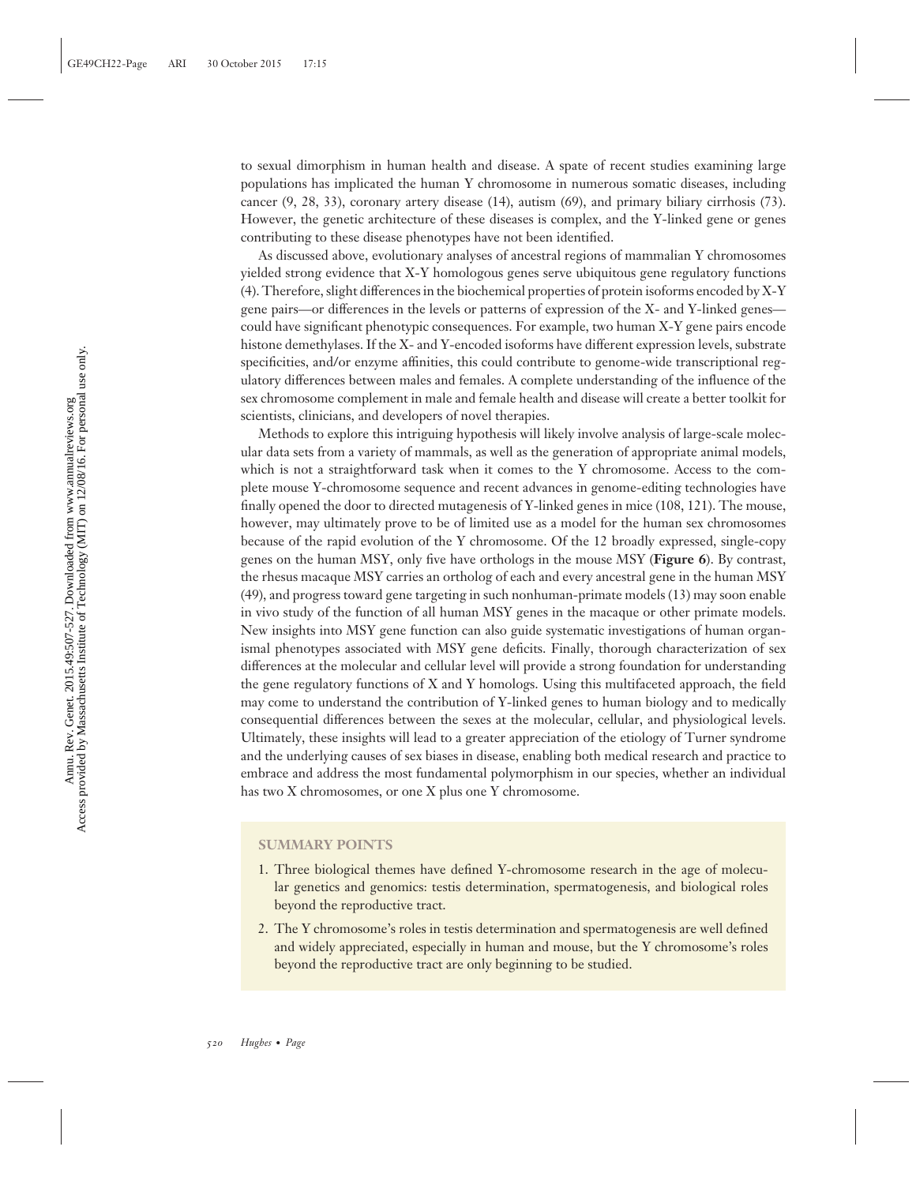to sexual dimorphism in human health and disease. A spate of recent studies examining large populations has implicated the human Y chromosome in numerous somatic diseases, including cancer (9, 28, 33), coronary artery disease (14), autism (69), and primary biliary cirrhosis (73). However, the genetic architecture of these diseases is complex, and the Y-linked gene or genes contributing to these disease phenotypes have not been identified.

As discussed above, evolutionary analyses of ancestral regions of mammalian Y chromosomes yielded strong evidence that X-Y homologous genes serve ubiquitous gene regulatory functions (4). Therefore, slight differences in the biochemical properties of protein isoforms encoded by X-Y gene pairs—or differences in the levels or patterns of expression of the X- and Y-linked genes—could have significant phenotypic consequences. For example, two human X-Y gene pairs encode histone demethylases. If the X- and Y-encoded isoforms have different expression levels, substrate specificities, and/or enzyme affinities, this could contribute to genome-wide transcriptional regulatory differences between males and females. A complete understanding of the influence of the sex chromosome complement in male and female health and disease will create a better toolkit for scientists, clinicians, and developers of novel therapies.

Methods to explore this intriguing hypothesis will likely involve analysis of large-scale molecular data sets from a variety of mammals, as well as the generation of appropriate animal models, which is not a straightforward task when it comes to the Y chromosome. Access to the complete mouse Y-chromosome sequence and recent advances in genome-editing technologies have finally opened the door to directed mutagenesis of Y-linked genes in mice (108, 121). The mouse, however, may ultimately prove to be of limited use as a model for the human sex chromosomes because of the rapid evolution of the Y chromosome. Of the 12 broadly expressed, single-copy genes on the human MSY, only five have orthologs in the mouse MSY (**Figure 6**). By contrast, the rhesus macaque MSY carries an ortholog of each and every ancestral gene in the human MSY (49), and progress toward gene targeting in such nonhuman-primate models (13) may soon enable in vivo study of the function of all human MSY genes in the macaque or other primate models. New insights into MSY gene function can also guide systematic investigations of human organismal phenotypes associated with MSY gene deficits. Finally, thorough characterization of sex differences at the molecular and cellular level will provide a strong foundation for understanding the gene regulatory functions of X and Y homologs. Using this multifaceted approach, the field may come to understand the contribution of Y-linked genes to human biology and to medically consequential differences between the sexes at the molecular, cellular, and physiological levels. Ultimately, these insights will lead to a greater appreciation of the etiology of Turner syndrome and the underlying causes of sex biases in disease, enabling both medical research and practice to embrace and address the most fundamental polymorphism in our species, whether an individual has two X chromosomes, or one X plus one Y chromosome.

## SUMMARY POINTS

1. Three biological themes have defined Y-chromosome research in the age of molecular genetics and genomics: testis determination, spermatogenesis, and biological roles beyond the reproductive tract.
2. The Y chromosome's roles in testis determination and spermatogenesis are well defined and widely appreciated, especially in human and mouse, but the Y chromosome's roles beyond the reproductive tract are only beginning to be studied.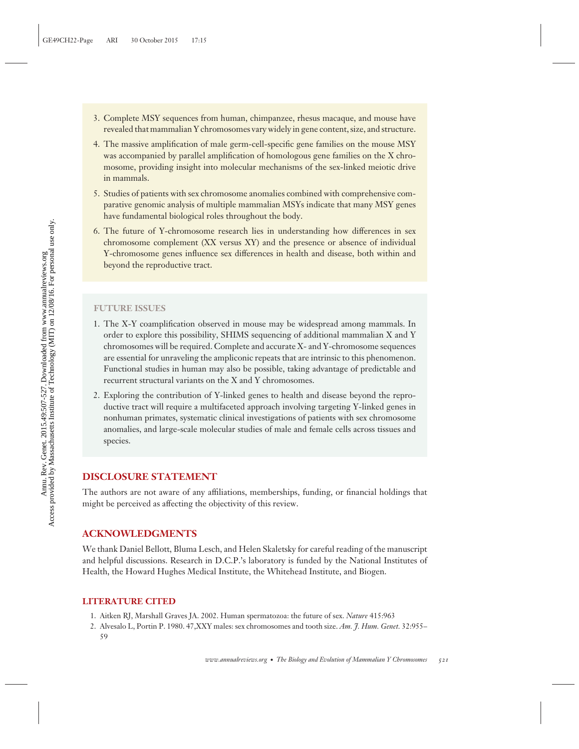3. Complete MSY sequences from human, chimpanzee, rhesus macaque, and mouse have revealed that mammalian Y chromosomes vary widely in gene content, size, and structure.
4. The massive amplification of male germ-cell-specific gene families on the mouse MSY was accompanied by parallel amplification of homologous gene families on the X chromosome, providing insight into molecular mechanisms of the sex-linked meiotic drive in mammals.
5. Studies of patients with sex chromosome anomalies combined with comprehensive comparative genomic analysis of multiple mammalian MSYs indicate that many MSY genes have fundamental biological roles throughout the body.
6. The future of Y-chromosome research lies in understanding how differences in sex chromosome complement (XX versus XY) and the presence or absence of individual Y-chromosome genes influence sex differences in health and disease, both within and beyond the reproductive tract.

### FUTURE ISSUES

1. The X-Y coamplification observed in mouse may be widespread among mammals. In order to explore this possibility, SHIMS sequencing of additional mammalian X and Y chromosomes will be required. Complete and accurate X- and Y-chromosome sequences are essential for unraveling the ampliconic repeats that are intrinsic to this phenomenon. Functional studies in human may also be possible, taking advantage of predictable and recurrent structural variants on the X and Y chromosomes.
2. Exploring the contribution of Y-linked genes to health and disease beyond the reproductive tract will require a multifaceted approach involving targeting Y-linked genes in nonhuman primates, systematic clinical investigations of patients with sex chromosome anomalies, and large-scale molecular studies of male and female cells across tissues and species.

## DISCLOSURE STATEMENT

The authors are not aware of any affiliations, memberships, funding, or financial holdings that might be perceived as affecting the objectivity of this review.

## ACKNOWLEDGMENTS

We thank Daniel Bellott, Bluma Lesch, and Helen Skaletsky for careful reading of the manuscript and helpful discussions. Research in D.C.P.'s laboratory is funded by the National Institutes of Health, the Howard Hughes Medical Institute, the Whitehead Institute, and Biogen.

## LITERATURE CITED

1. Aitken RJ, Marshall Graves JA. 2002. Human spermatozoa: the future of sex. *Nature* 415:963
2. Alvesalo L, Portin P. 1980. 47,XXY males: sex chromosomes and tooth size. *Am. J. Hum. Genet.* 32:955–59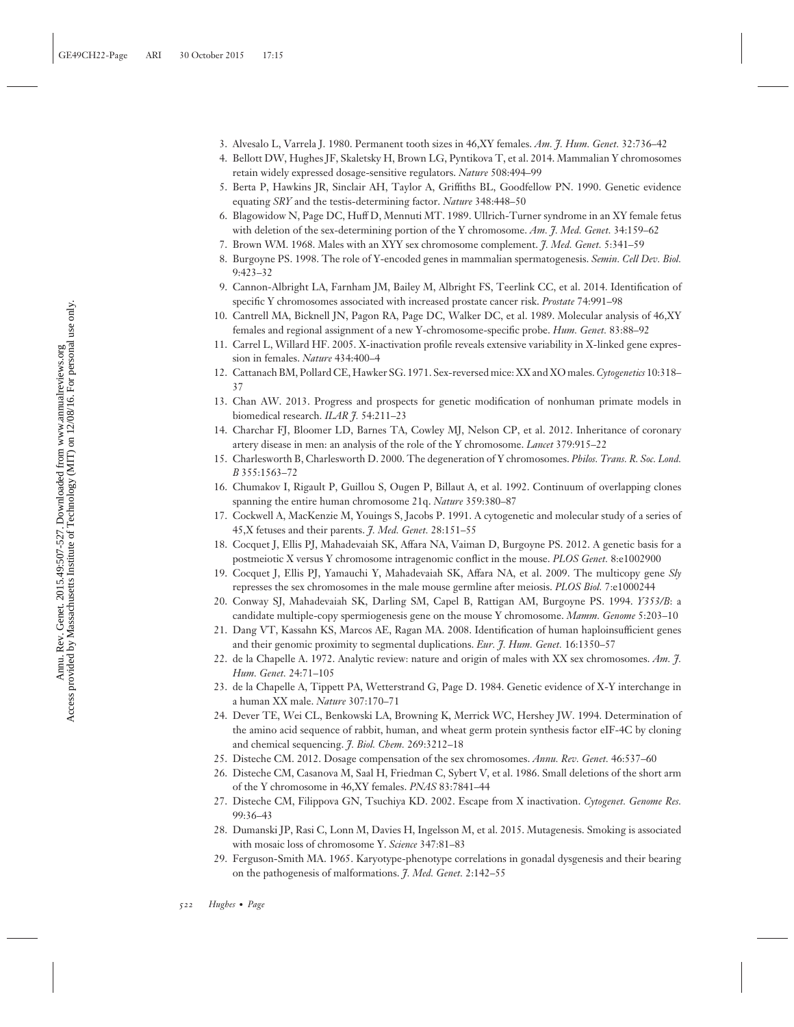3. Alvesalo L, Varrela J. 1980. Permanent tooth sizes in 46,XY females. *Am. J. Hum. Genet.* 32:736–42
4. Bellott DW, Hughes JF, Skaletsky H, Brown LG, Pyntikova T, et al. 2014. Mammalian Y chromosomes retain widely expressed dosage-sensitive regulators. *Nature* 508:494–99
5. Berta P, Hawkins JR, Sinclair AH, Taylor A, Griffiths BL, Goodfellow PN. 1990. Genetic evidence equating *SRY* and the testis-determining factor. *Nature* 348:448–50
6. Blagowidow N, Page DC, Huff D, Mennuti MT. 1989. Ullrich-Turner syndrome in an XY female fetus with deletion of the sex-determining portion of the Y chromosome. *Am. J. Med. Genet.* 34:159–62
7. Brown WM. 1968. Males with an XYY sex chromosome complement. *J. Med. Genet.* 5:341–59
8. Burgoyne PS. 1998. The role of Y-encoded genes in mammalian spermatogenesis. *Semin. Cell Dev. Biol.* 9:423–32
9. Cannon-Albright LA, Farnham JM, Bailey M, Albright FS, Teerlink CC, et al. 2014. Identification of specific Y chromosomes associated with increased prostate cancer risk. *Prostate* 74:991–98
10. Cantrell MA, Bicknell JN, Pagon RA, Page DC, Walker DC, et al. 1989. Molecular analysis of 46,XY females and regional assignment of a new Y-chromosome-specific probe. *Hum. Genet.* 83:88–92
11. Carrel L, Willard HF. 2005. X-inactivation profile reveals extensive variability in X-linked gene expression in females. *Nature* 434:400–4
12. Cattanach BM, Pollard CE, Hawker SG. 1971. Sex-reversed mice: XX and XO males. *Cytogenetics* 10:318–37
13. Chan AW. 2013. Progress and prospects for genetic modification of nonhuman primate models in biomedical research. *ILAR J.* 54:211–23
14. Charchar FJ, Bloomer LD, Barnes TA, Cowley MJ, Nelson CP, et al. 2012. Inheritance of coronary artery disease in men: an analysis of the role of the Y chromosome. *Lancet* 379:915–22
15. Charlesworth B, Charlesworth D. 2000. The degeneration of Y chromosomes. *Philos. Trans. R. Soc. Lond. B* 355:1563–72
16. Chumakov I, Rigault P, Guillou S, Ougen P, Billaut A, et al. 1992. Continuum of overlapping clones spanning the entire human chromosome 21q. *Nature* 359:380–87
17. Cockwell A, MacKenzie M, Youings S, Jacobs P. 1991. A cytogenetic and molecular study of a series of 45,X fetuses and their parents. *J. Med. Genet.* 28:151–55
18. Cocquet J, Ellis PJ, Mahadevaiah SK, Affara NA, Vaiman D, Burgoyne PS. 2012. A genetic basis for a postmeiotic X versus Y chromosome intragenomic conflict in the mouse. *PLOS Genet.* 8:e1002900
19. Cocquet J, Ellis PJ, Yamauchi Y, Mahadevaiah SK, Affara NA, et al. 2009. The multicopy gene *Sly* represses the sex chromosomes in the male mouse germline after meiosis. *PLOS Biol.* 7:e1000244
20. Conway SJ, Mahadevaiah SK, Darling SM, Capel B, Rattigan AM, Burgoyne PS. 1994. *Y353/B*: a candidate multiple-copy spermiogenesis gene on the mouse Y chromosome. *Mamm. Genome* 5:203–10
21. Dang VT, Kassahn KS, Marcos AE, Ragan MA. 2008. Identification of human haploinsufficient genes and their genomic proximity to segmental duplications. *Eur. J. Hum. Genet.* 16:1350–57
22. de la Chapelle A. 1972. Analytic review: nature and origin of males with XX sex chromosomes. *Am. J. Hum. Genet.* 24:71–105
23. de la Chapelle A, Tippett PA, Wetterstrand G, Page D. 1984. Genetic evidence of X-Y interchange in a human XX male. *Nature* 307:170–71
24. Dever TE, Wei CL, Benkowski LA, Browning K, Merrick WC, Hershey JW. 1994. Determination of the amino acid sequence of rabbit, human, and wheat germ protein synthesis factor eIF-4C by cloning and chemical sequencing. *J. Biol. Chem.* 269:3212–18
25. Disteche CM. 2012. Dosage compensation of the sex chromosomes. *Annu. Rev. Genet.* 46:537–60
26. Disteche CM, Casanova M, Saal H, Friedman C, Sybert V, et al. 1986. Small deletions of the short arm of the Y chromosome in 46,XY females. *PNAS* 83:7841–44
27. Disteche CM, Filippova GN, Tsuchiya KD. 2002. Escape from X inactivation. *Cytogenet. Genome Res.* 99:36–43
28. Dumanski JP, Rasi C, Lonn M, Davies H, Ingelsson M, et al. 2015. Mutagenesis. Smoking is associated with mosaic loss of chromosome Y. *Science* 347:81–83
29. Ferguson-Smith MA. 1965. Karyotype-phenotype correlations in gonadal dysgenesis and their bearing on the pathogenesis of malformations. *J. Med. Genet.* 2:142–55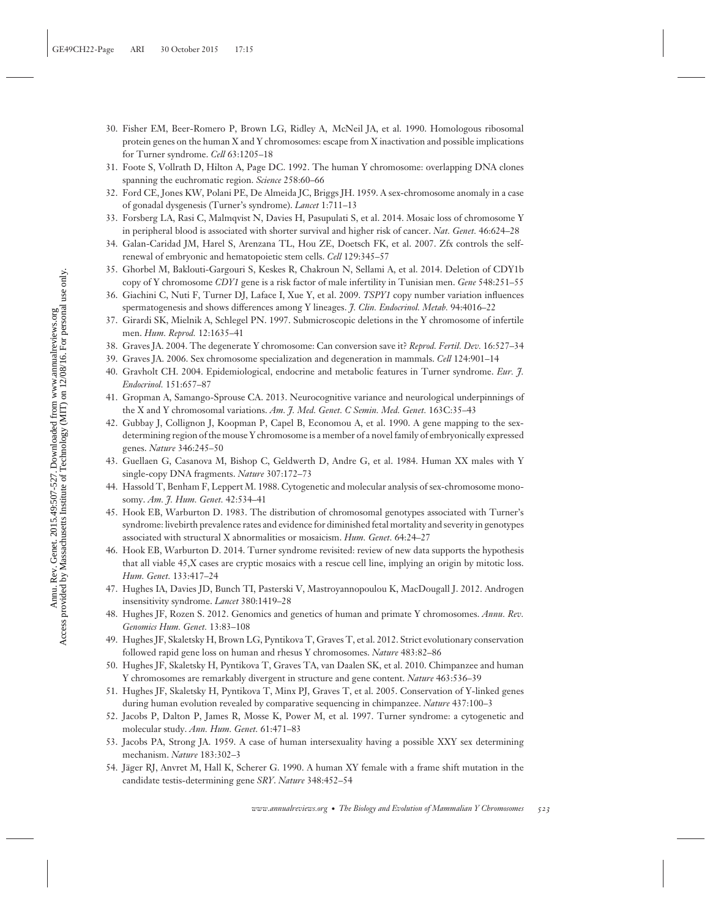30. Fisher EM, Beer-Romero P, Brown LG, Ridley A, McNeil JA, et al. 1990. Homologous ribosomal protein genes on the human X and Y chromosomes: escape from X inactivation and possible implications for Turner syndrome. *Cell* 63:1205–18
31. Foote S, Vollrath D, Hilton A, Page DC. 1992. The human Y chromosome: overlapping DNA clones spanning the euchromatic region. *Science* 258:60–66
32. Ford CE, Jones KW, Polani PE, De Almeida JC, Briggs JH. 1959. A sex-chromosome anomaly in a case of gonadal dysgenesis (Turner's syndrome). *Lancet* 1:711–13
33. Forsberg LA, Rasi C, Malmqvist N, Davies H, Pasupulati S, et al. 2014. Mosaic loss of chromosome Y in peripheral blood is associated with shorter survival and higher risk of cancer. *Nat. Genet.* 46:624–28
34. Galan-Caridad JM, Harel S, Arenzana TL, Hou ZE, Doetsch FK, et al. 2007. Zfx controls the self-renewal of embryonic and hematopoietic stem cells. *Cell* 129:345–57
35. Ghorbel M, Baklouti-Gargouri S, Keskes R, Chakroun N, Sellami A, et al. 2014. Deletion of CDY1b copy of Y chromosome *CDY1* gene is a risk factor of male infertility in Tunisian men. *Gene* 548:251–55
36. Giachini C, Nuti F, Turner DJ, Laface I, Xue Y, et al. 2009. *TSPY1* copy number variation influences spermatogenesis and shows differences among Y lineages. *J. Clin. Endocrinol. Metab.* 94:4016–22
37. Girardi SK, Mielnik A, Schlegel PN. 1997. Submicroscopic deletions in the Y chromosome of infertile men. *Hum. Reprod.* 12:1635–41
38. Graves JA. 2004. The degenerate Y chromosome: Can conversion save it? *Reprod. Fertil. Dev.* 16:527–34
39. Graves JA. 2006. Sex chromosome specialization and degeneration in mammals. *Cell* 124:901–14
40. Gravholt CH. 2004. Epidemiological, endocrine and metabolic features in Turner syndrome. *Eur. J. Endocrinol.* 151:657–87
41. Gropman A, Samango-Sprouse CA. 2013. Neurocognitive variance and neurological underpinnings of the X and Y chromosomal variations. *Am. J. Med. Genet. C Semin. Med. Genet.* 163C:35–43
42. Gubbay J, Collignon J, Koopman P, Capel B, Economou A, et al. 1990. A gene mapping to the sex-determining region of the mouse Y chromosome is a member of a novel family of embryonically expressed genes. *Nature* 346:245–50
43. Guellaen G, Casanova M, Bishop C, Geldwerth D, Andre G, et al. 1984. Human XX males with Y single-copy DNA fragments. *Nature* 307:172–73
44. Hassold T, Benham F, Leppert M. 1988. Cytogenetic and molecular analysis of sex-chromosome monosomy. *Am. J. Hum. Genet.* 42:534–41
45. Hook EB, Warburton D. 1983. The distribution of chromosomal genotypes associated with Turner's syndrome: livebirth prevalence rates and evidence for diminished fetal mortality and severity in genotypes associated with structural X abnormalities or mosaicism. *Hum. Genet.* 64:24–27
46. Hook EB, Warburton D. 2014. Turner syndrome revisited: review of new data supports the hypothesis that all viable 45,X cases are cryptic mosaics with a rescue cell line, implying an origin by mitotic loss. *Hum. Genet.* 133:417–24
47. Hughes IA, Davies JD, Bunch TI, Pasterski V, Mastroyannopoulou K, MacDougall J. 2012. Androgen insensitivity syndrome. *Lancet* 380:1419–28
48. Hughes JF, Rozen S. 2012. Genomics and genetics of human and primate Y chromosomes. *Annu. Rev. Genomics Hum. Genet.* 13:83–108
49. Hughes JF, Skaletsky H, Brown LG, Pyntikova T, Graves T, et al. 2012. Strict evolutionary conservation followed rapid gene loss on human and rhesus Y chromosomes. *Nature* 483:82–86
50. Hughes JF, Skaletsky H, Pyntikova T, Graves TA, van Daalen SK, et al. 2010. Chimpanzee and human Y chromosomes are remarkably divergent in structure and gene content. *Nature* 463:536–39
51. Hughes JF, Skaletsky H, Pyntikova T, Minx PJ, Graves T, et al. 2005. Conservation of Y-linked genes during human evolution revealed by comparative sequencing in chimpanzee. *Nature* 437:100–3
52. Jacobs P, Dalton P, James R, Mosse K, Power M, et al. 1997. Turner syndrome: a cytogenetic and molecular study. *Ann. Hum. Genet.* 61:471–83
53. Jacobs PA, Strong JA. 1959. A case of human intersexuality having a possible XXY sex determining mechanism. *Nature* 183:302–3
54. Jäger RJ, Anvret M, Hall K, Scherer G. 1990. A human XY female with a frame shift mutation in the candidate testis-determining gene *SRY*. *Nature* 348:452–54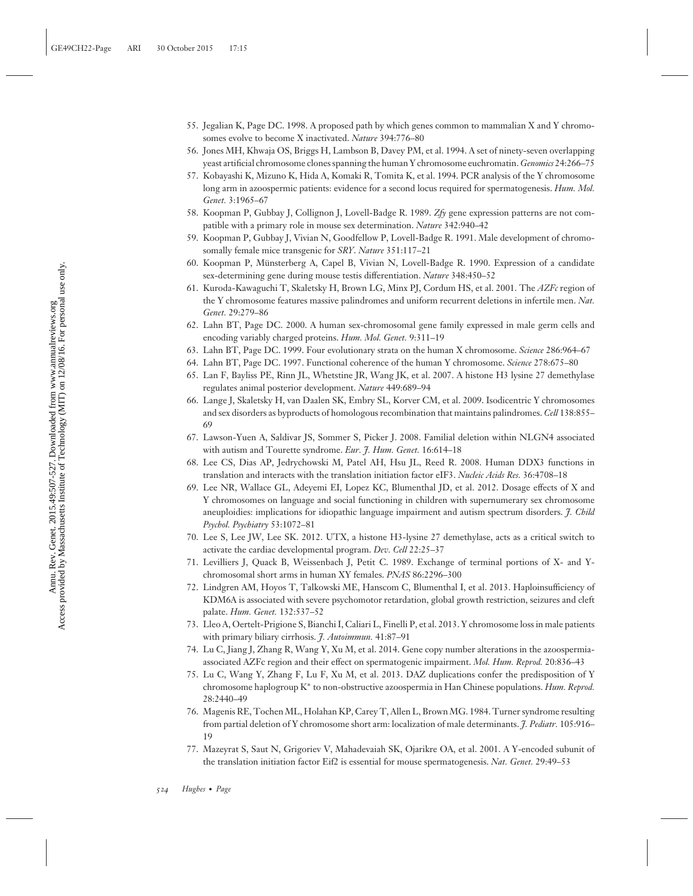55. Jegalian K, Page DC. 1998. A proposed path by which genes common to mammalian X and Y chromosomes evolve to become X inactivated. *Nature* 394:776–80
56. Jones MH, Khwaja OS, Briggs H, Lambson B, Davey PM, et al. 1994. A set of ninety-seven overlapping yeast artificial chromosome clones spanning the human Y chromosome euchromatin. *Genomics* 24:266–75
57. Kobayashi K, Mizuno K, Hida A, Komaki R, Tomita K, et al. 1994. PCR analysis of the Y chromosome long arm in azoospermic patients: evidence for a second locus required for spermatogenesis. *Hum. Mol. Genet.* 3:1965–67
58. Koopman P, Gubbay J, Collignon J, Lovell-Badge R. 1989. *Zfy* gene expression patterns are not compatible with a primary role in mouse sex determination. *Nature* 342:940–42
59. Koopman P, Gubbay J, Vivian N, Goodfellow P, Lovell-Badge R. 1991. Male development of chromosomally female mice transgenic for *SRY*. *Nature* 351:117–21
60. Koopman P, Münsterberg A, Capel B, Vivian N, Lovell-Badge R. 1990. Expression of a candidate sex-determining gene during mouse testis differentiation. *Nature* 348:450–52
61. Kuroda-Kawaguchi T, Skaletsky H, Brown LG, Minx PJ, Cordum HS, et al. 2001. The *AZFc* region of the Y chromosome features massive palindromes and uniform recurrent deletions in infertile men. *Nat. Genet.* 29:279–86
62. Lahn BT, Page DC. 2000. A human sex-chromosomal gene family expressed in male germ cells and encoding variably charged proteins. *Hum. Mol. Genet.* 9:311–19
63. Lahn BT, Page DC. 1999. Four evolutionary strata on the human X chromosome. *Science* 286:964–67
64. Lahn BT, Page DC. 1997. Functional coherence of the human Y chromosome. *Science* 278:675–80
65. Lan F, Bayliss PE, Rinn JL, Whetstine JR, Wang JK, et al. 2007. A histone H3 lysine 27 demethylase regulates animal posterior development. *Nature* 449:689–94
66. Lange J, Skaletsky H, van Daalen SK, Embry SL, Korver CM, et al. 2009. Isodicentric Y chromosomes and sex disorders as byproducts of homologous recombination that maintains palindromes. *Cell* 138:855–69
67. Lawson-Yuen A, Saldivar JS, Sommer S, Picker J. 2008. Familial deletion within NLGN4 associated with autism and Tourette syndrome. *Eur. J. Hum. Genet.* 16:614–18
68. Lee CS, Dias AP, Jedrychowski M, Patel AH, Hsu JL, Reed R. 2008. Human DDX3 functions in translation and interacts with the translation initiation factor eIF3. *Nucleic Acids Res.* 36:4708–18
69. Lee NR, Wallace GL, Adeyemi EI, Lopez KC, Blumenthal JD, et al. 2012. Dosage effects of X and Y chromosomes on language and social functioning in children with supernumerary sex chromosome aneuploidies: implications for idiopathic language impairment and autism spectrum disorders. *J. Child Psychol. Psychiatry* 53:1072–81
70. Lee S, Lee JW, Lee SK. 2012. UTX, a histone H3-lysine 27 demethylase, acts as a critical switch to activate the cardiac developmental program. *Dev. Cell* 22:25–37
71. Levilliers J, Quack B, Weissenbach J, Petit C. 1989. Exchange of terminal portions of X- and Y-chromosomal short arms in human XY females. *PNAS* 86:2296–300
72. Lindgren AM, Hoyos T, Talkowski ME, Hanscom C, Blumenthal I, et al. 2013. Haploinsufficiency of KDM6A is associated with severe psychomotor retardation, global growth restriction, seizures and cleft palate. *Hum. Genet.* 132:537–52
73. Lleo A, Oertelt-Prigione S, Bianchi I, Caliari L, Finelli P, et al. 2013. Y chromosome loss in male patients with primary biliary cirrhosis. *J. Autoimmun.* 41:87–91
74. Lu C, Jiang J, Zhang R, Wang Y, Xu M, et al. 2014. Gene copy number alterations in the azoospermia-associated AZFc region and their effect on spermatogenic impairment. *Mol. Hum. Reprod.* 20:836–43
75. Lu C, Wang Y, Zhang F, Lu F, Xu M, et al. 2013. DAZ duplications confer the predisposition of Y chromosome haplogroup K* to non-obstructive azoospermia in Han Chinese populations. *Hum. Reprod.* 28:2440–49
76. Magenis RE, Tochen ML, Holahan KP, Carey T, Allen L, Brown MG. 1984. Turner syndrome resulting from partial deletion of Y chromosome short arm: localization of male determinants. *J. Pediatr.* 105:916–19
77. Mazeyrat S, Saut N, Grigoriev V, Mahadevaiah SK, Ojarikre OA, et al. 2001. A Y-encoded subunit of the translation initiation factor Eif2 is essential for mouse spermatogenesis. *Nat. Genet.* 29:49–53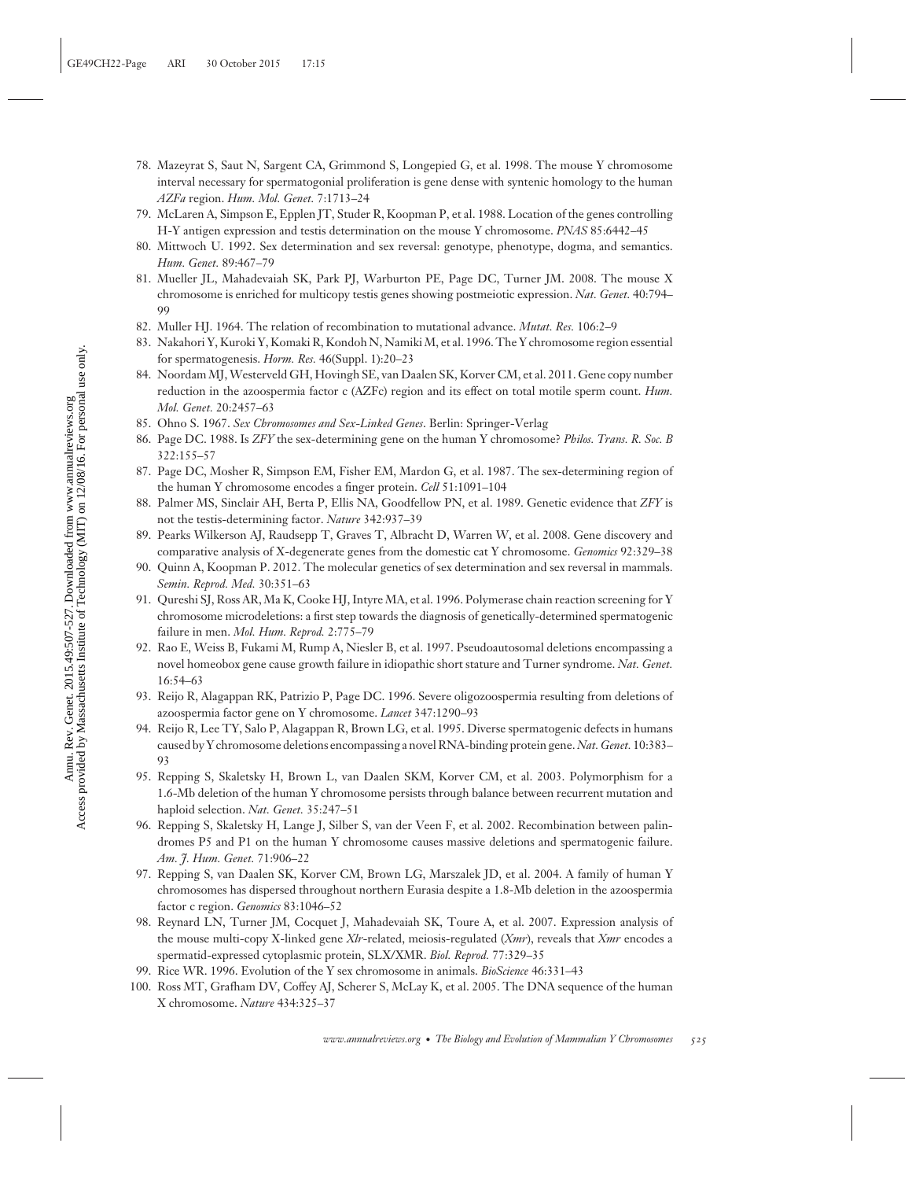78. Mazeyrat S, Saut N, Sargent CA, Grimmond S, Longepied G, et al. 1998. The mouse Y chromosome interval necessary for spermatogonial proliferation is gene dense with syntenic homology to the human *AZFa* region. *Hum. Mol. Genet.* 7:1713–24
79. McLaren A, Simpson E, Epplen JT, Studer R, Koopman P, et al. 1988. Location of the genes controlling H-Y antigen expression and testis determination on the mouse Y chromosome. *PNAS* 85:6442–45
80. Mittwoch U. 1992. Sex determination and sex reversal: genotype, phenotype, dogma, and semantics. *Hum. Genet.* 89:467–79
81. Mueller JL, Mahadevaiah SK, Park PJ, Warburton PE, Page DC, Turner JM. 2008. The mouse X chromosome is enriched for multicopy testis genes showing postmeiotic expression. *Nat. Genet.* 40:794–99
82. Muller HJ. 1964. The relation of recombination to mutational advance. *Mutat. Res.* 106:2–9
83. Nakahori Y, Kuroki Y, Komaki R, Kondoh N, Namiki M, et al. 1996. The Y chromosome region essential for spermatogenesis. *Horm. Res.* 46(Suppl. 1):20–23
84. Noordam MJ, Westerveld GH, Hovingh SE, van Daalen SK, Korver CM, et al. 2011. Gene copy number reduction in the azoospermia factor c (AZFc) region and its effect on total motile sperm count. *Hum. Mol. Genet.* 20:2457–63
85. Ohno S. 1967. *Sex Chromosomes and Sex-Linked Genes*. Berlin: Springer-Verlag
86. Page DC. 1988. Is *ZFY* the sex-determining gene on the human Y chromosome? *Philos. Trans. R. Soc. B* 322:155–57
87. Page DC, Mosher R, Simpson EM, Fisher EM, Mardon G, et al. 1987. The sex-determining region of the human Y chromosome encodes a finger protein. *Cell* 51:1091–104
88. Palmer MS, Sinclair AH, Berta P, Ellis NA, Goodfellow PN, et al. 1989. Genetic evidence that *ZFY* is not the testis-determining factor. *Nature* 342:937–39
89. Pearks Wilkerson AJ, Raudsepp T, Graves T, Albracht D, Warren W, et al. 2008. Gene discovery and comparative analysis of X-degenerate genes from the domestic cat Y chromosome. *Genomics* 92:329–38
90. Quinn A, Koopman P. 2012. The molecular genetics of sex determination and sex reversal in mammals. *Semin. Reprod. Med.* 30:351–63
91. Qureshi SJ, Ross AR, Ma K, Cooke HJ, Intyre MA, et al. 1996. Polymerase chain reaction screening for Y chromosome microdeletions: a first step towards the diagnosis of genetically-determined spermatogenic failure in men. *Mol. Hum. Reprod.* 2:775–79
92. Rao E, Weiss B, Fukami M, Rump A, Niesler B, et al. 1997. Pseudoautosomal deletions encompassing a novel homeobox gene cause growth failure in idiopathic short stature and Turner syndrome. *Nat. Genet.* 16:54–63
93. Reijo R, Alagappan RK, Patrizio P, Page DC. 1996. Severe oligozoospermia resulting from deletions of azoospermia factor gene on Y chromosome. *Lancet* 347:1290–93
94. Reijo R, Lee TY, Salo P, Alagappan R, Brown LG, et al. 1995. Diverse spermatogenic defects in humans caused by Y chromosome deletions encompassing a novel RNA-binding protein gene. *Nat. Genet.* 10:383–93
95. Repping S, Skaletsky H, Brown L, van Daalen SKM, Korver CM, et al. 2003. Polymorphism for a 1.6-Mb deletion of the human Y chromosome persists through balance between recurrent mutation and haploid selection. *Nat. Genet.* 35:247–51
96. Repping S, Skaletsky H, Lange J, Silber S, van der Veen F, et al. 2002. Recombination between palindromes P5 and P1 on the human Y chromosome causes massive deletions and spermatogenic failure. *Am. J. Hum. Genet.* 71:906–22
97. Repping S, van Daalen SK, Korver CM, Brown LG, Marszalek JD, et al. 2004. A family of human Y chromosomes has dispersed throughout northern Eurasia despite a 1.8-Mb deletion in the azoospermia factor c region. *Genomics* 83:1046–52
98. Reynard LN, Turner JM, Cocquet J, Mahadevaiah SK, Toure A, et al. 2007. Expression analysis of the mouse multi-copy X-linked gene *Xlr*-related, meiosis-regulated (*Xmr*), reveals that *Xmr* encodes a spermatid-expressed cytoplasmic protein, SLX/XMR. *Biol. Reprod.* 77:329–35
99. Rice WR. 1996. Evolution of the Y sex chromosome in animals. *BioScience* 46:331–43
100. Ross MT, Grafham DV, Coffey AJ, Scherer S, McLay K, et al. 2005. The DNA sequence of the human X chromosome. *Nature* 434:325–37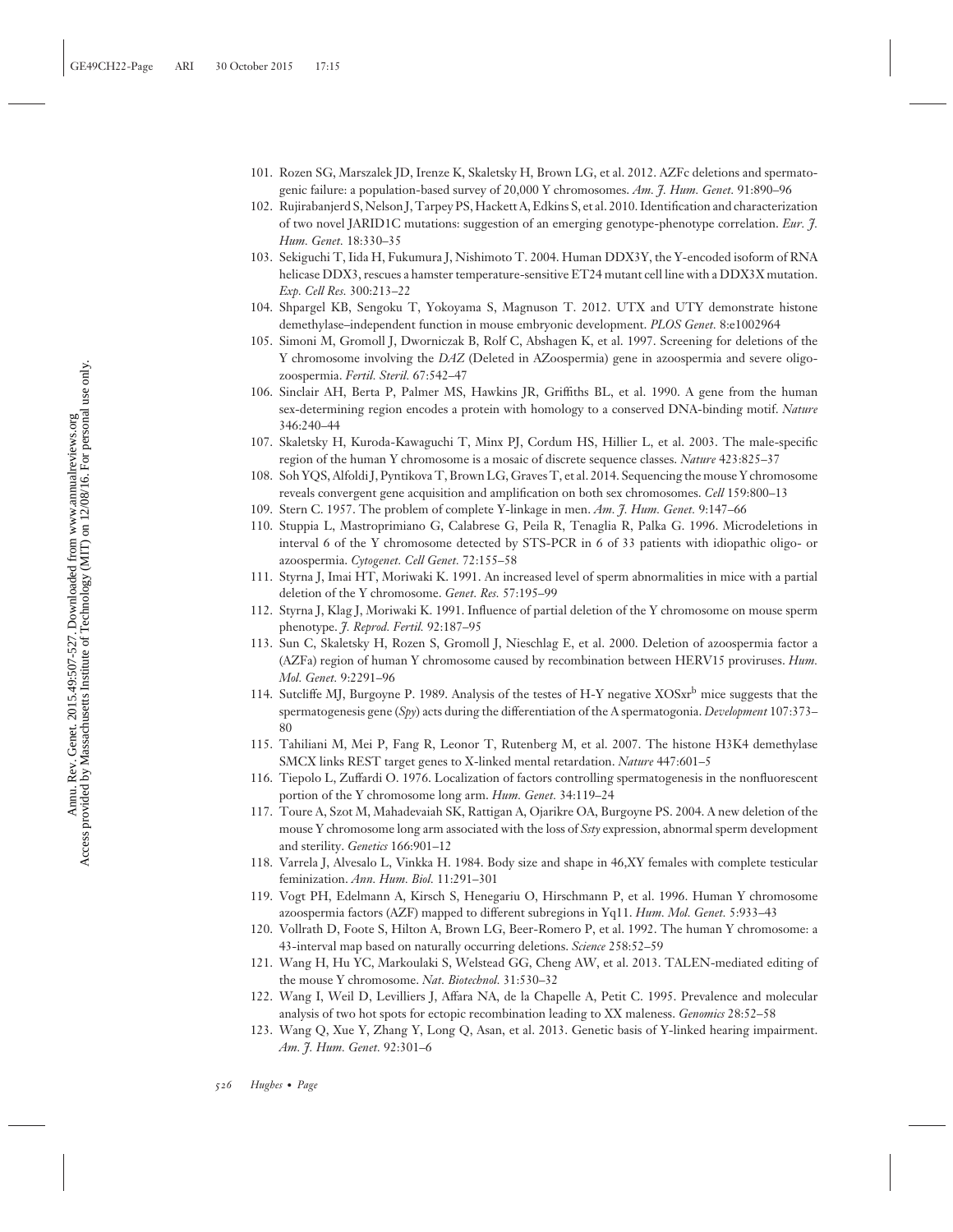101. Rozen SG, Marszalek JD, Irenze K, Skaletsky H, Brown LG, et al. 2012. AZFc deletions and spermatogenic failure: a population-based survey of 20,000 Y chromosomes. *Am. J. Hum. Genet.* 91:890–96
102. Rujirabanjerd S, Nelson J, Tarpey PS, Hackett A, Edkins S, et al. 2010. Identification and characterization of two novel JARID1C mutations: suggestion of an emerging genotype-phenotype correlation. *Eur. J. Hum. Genet.* 18:330–35
103. Sekiguchi T, Iida H, Fukumura J, Nishimoto T. 2004. Human DDX3Y, the Y-encoded isoform of RNA helicase DDX3, rescues a hamster temperature-sensitive ET24 mutant cell line with a DDX3X mutation. *Exp. Cell Res.* 300:213–22
104. Shpargel KB, Sengoku T, Yokoyama S, Magnuson T. 2012. UTX and UTY demonstrate histone demethylase–independent function in mouse embryonic development. *PLOS Genet.* 8:e1002964
105. Simoni M, Gromoll J, Dworniczak B, Rolf C, Abshagen K, et al. 1997. Screening for deletions of the Y chromosome involving the *DAZ* (Deleted in AZoospermia) gene in azoospermia and severe oligozoospermia. *Fertil. Steril.* 67:542–47
106. Sinclair AH, Berta P, Palmer MS, Hawkins JR, Griffiths BL, et al. 1990. A gene from the human sex-determining region encodes a protein with homology to a conserved DNA-binding motif. *Nature* 346:240–44
107. Skaletsky H, Kuroda-Kawaguchi T, Minx PJ, Cordum HS, Hillier L, et al. 2003. The male-specific region of the human Y chromosome is a mosaic of discrete sequence classes. *Nature* 423:825–37
108. Soh YQS, Alfoldi J, Pyntikova T, Brown LG, Graves T, et al. 2014. Sequencing the mouse Y chromosome reveals convergent gene acquisition and amplification on both sex chromosomes. *Cell* 159:800–13
109. Stern C. 1957. The problem of complete Y-linkage in men. *Am. J. Hum. Genet.* 9:147–66
110. Stuppia L, Mastroprimiano G, Calabrese G, Peila R, Tenaglia R, Palka G. 1996. Microdeletions in interval 6 of the Y chromosome detected by STS-PCR in 6 of 33 patients with idiopathic oligo- or azoospermia. *Cytogenet. Cell Genet.* 72:155–58
111. Styrna J, Imai HT, Moriwaki K. 1991. An increased level of sperm abnormalities in mice with a partial deletion of the Y chromosome. *Genet. Res.* 57:195–99
112. Styrna J, Klag J, Moriwaki K. 1991. Influence of partial deletion of the Y chromosome on mouse sperm phenotype. *J. Reprod. Fertil.* 92:187–95
113. Sun C, Skaletsky H, Rozen S, Gromoll J, Nieschlag E, et al. 2000. Deletion of azoospermia factor a (AZFa) region of human Y chromosome caused by recombination between HERV15 proviruses. *Hum. Mol. Genet.* 9:2291–96
114. Sutcliffe MJ, Burgoyne P. 1989. Analysis of the testes of H-Y negative XOSxr[b] mice suggests that the spermatogenesis gene (*Spy*) acts during the differentiation of the A spermatogonia. *Development* 107:373–80
115. Tahiliani M, Mei P, Fang R, Leonor T, Rutenberg M, et al. 2007. The histone H3K4 demethylase SMCX links REST target genes to X-linked mental retardation. *Nature* 447:601–5
116. Tiepolo L, Zuffardi O. 1976. Localization of factors controlling spermatogenesis in the nonfluorescent portion of the Y chromosome long arm. *Hum. Genet.* 34:119–24
117. Toure A, Szot M, Mahadevaiah SK, Rattigan A, Ojarikre OA, Burgoyne PS. 2004. A new deletion of the mouse Y chromosome long arm associated with the loss of *Ssty* expression, abnormal sperm development and sterility. *Genetics* 166:901–12
118. Varrela J, Alvesalo L, Vinkka H. 1984. Body size and shape in 46,XY females with complete testicular feminization. *Ann. Hum. Biol.* 11:291–301
119. Vogt PH, Edelmann A, Kirsch S, Henegariu O, Hirschmann P, et al. 1996. Human Y chromosome azoospermia factors (AZF) mapped to different subregions in Yq11. *Hum. Mol. Genet.* 5:933–43
120. Vollrath D, Foote S, Hilton A, Brown LG, Beer-Romero P, et al. 1992. The human Y chromosome: a 43-interval map based on naturally occurring deletions. *Science* 258:52–59
121. Wang H, Hu YC, Markoulaki S, Welstead GG, Cheng AW, et al. 2013. TALEN-mediated editing of the mouse Y chromosome. *Nat. Biotechnol.* 31:530–32
122. Wang I, Weil D, Levilliers J, Affara NA, de la Chapelle A, Petit C. 1995. Prevalence and molecular analysis of two hot spots for ectopic recombination leading to XX maleness. *Genomics* 28:52–58
123. Wang Q, Xue Y, Zhang Y, Long Q, Asan, et al. 2013. Genetic basis of Y-linked hearing impairment. *Am. J. Hum. Genet.* 92:301–6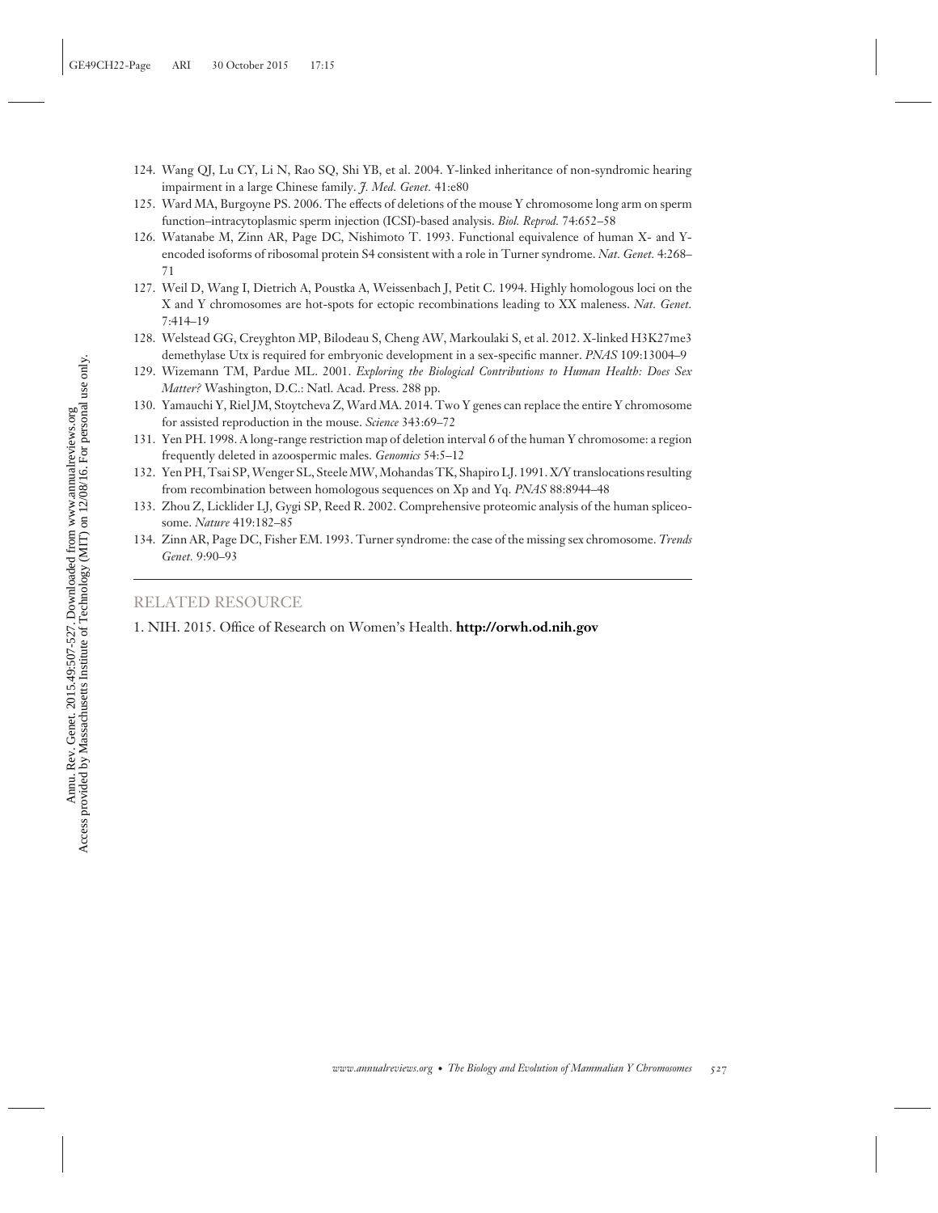124. Wang QJ, Lu CY, Li N, Rao SQ, Shi YB, et al. 2004. Y-linked inheritance of non-syndromic hearing impairment in a large Chinese family. *J. Med. Genet.* 41:e80
125. Ward MA, Burgoyne PS. 2006. The effects of deletions of the mouse Y chromosome long arm on sperm function–intracytoplasmic sperm injection (ICSI)-based analysis. *Biol. Reprod.* 74:652–58
126. Watanabe M, Zinn AR, Page DC, Nishimoto T. 1993. Functional equivalence of human X- and Y-encoded isoforms of ribosomal protein S4 consistent with a role in Turner syndrome. *Nat. Genet.* 4:268–71
127. Weil D, Wang I, Dietrich A, Poustka A, Weissenbach J, Petit C. 1994. Highly homologous loci on the X and Y chromosomes are hot-spots for ectopic recombinations leading to XX maleness. *Nat. Genet.* 7:414–19
128. Welstead GG, Creyghton MP, Bilodeau S, Cheng AW, Markoulaki S, et al. 2012. X-linked H3K27me3 demethylase Utx is required for embryonic development in a sex-specific manner. *PNAS* 109:13004–9
129. Wizemann TM, Pardue ML. 2001. *Exploring the Biological Contributions to Human Health: Does Sex Matter?* Washington, D.C.: Natl. Acad. Press. 288 pp.
130. Yamauchi Y, Riel JM, Stoytcheva Z, Ward MA. 2014. Two Y genes can replace the entire Y chromosome for assisted reproduction in the mouse. *Science* 343:69–72
131. Yen PH. 1998. A long-range restriction map of deletion interval 6 of the human Y chromosome: a region frequently deleted in azoospermic males. *Genomics* 54:5–12
132. Yen PH, Tsai SP, Wenger SL, Steele MW, Mohandas TK, Shapiro LJ. 1991. X/Y translocations resulting from recombination between homologous sequences on Xp and Yq. *PNAS* 88:8944–48
133. Zhou Z, Licklider LJ, Gygi SP, Reed R. 2002. Comprehensive proteomic analysis of the human spliceosome. *Nature* 419:182–85
134. Zinn AR, Page DC, Fisher EM. 1993. Turner syndrome: the case of the missing sex chromosome. *Trends Genet.* 9:90–93

## RELATED RESOURCE

1. NIH. 2015. Office of Research on Women's Health. **http://orwh.od.nih.gov**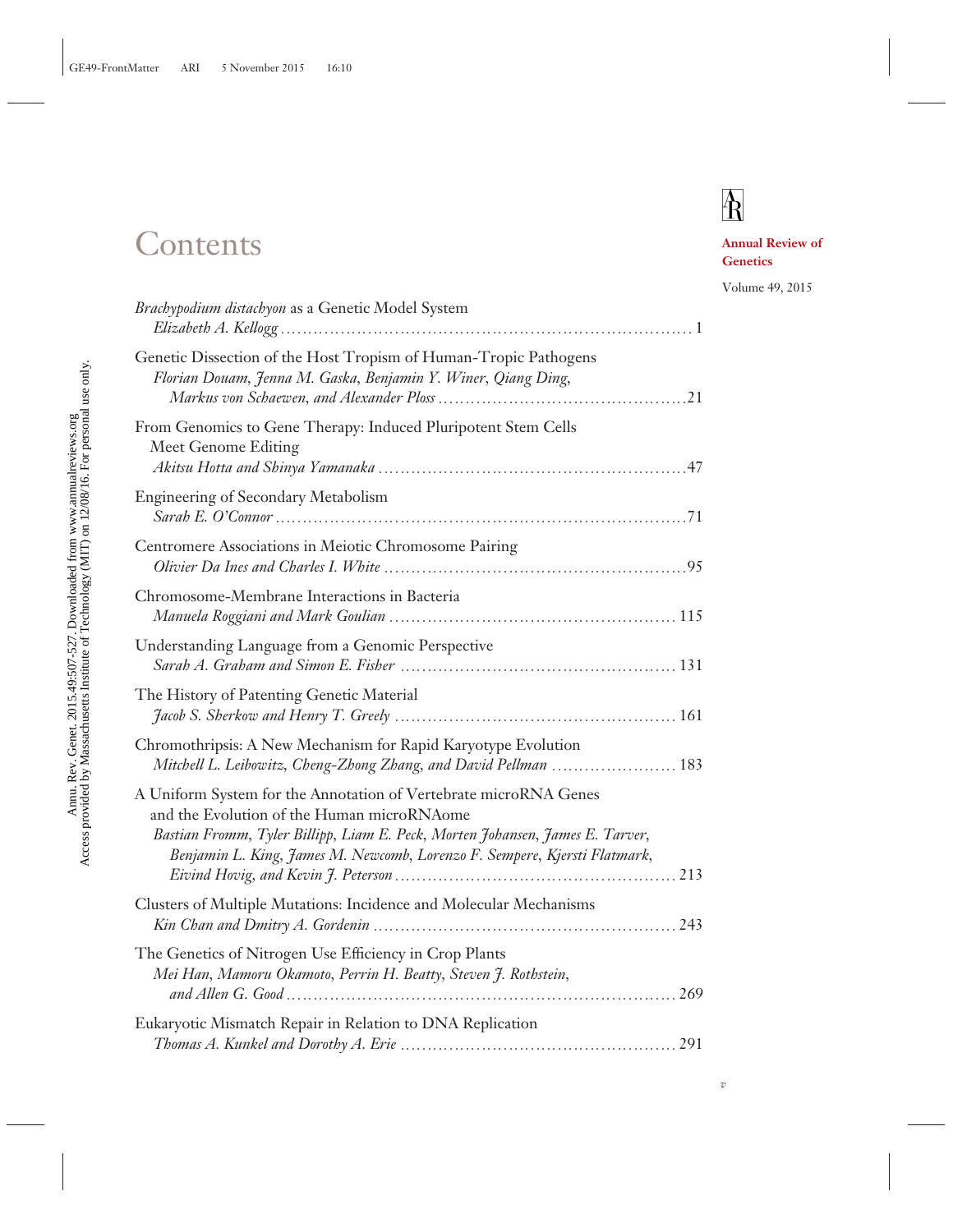# Contents

**Annual Review of Genetics**

Volume 49, 2015

*Brachypodium distachyon* as a Genetic Model System
*Elizabeth A. Kellogg* . . . . . . . . . . . . 1

Genetic Dissection of the Host Tropism of Human-Tropic Pathogens
*Florian Douam, Jenna M. Gaska, Benjamin Y. Winer, Qiang Ding, Markus von Schaewen, and Alexander Ploss* . . . . . . . . . . . . 21

From Genomics to Gene Therapy: Induced Pluripotent Stem Cells Meet Genome Editing
*Akitsu Hotta and Shinya Yamanaka* . . . . . . . . . . . . 47

Engineering of Secondary Metabolism
*Sarah E. O'Connor* . . . . . . . . . . . . 71

Centromere Associations in Meiotic Chromosome Pairing
*Olivier Da Ines and Charles I. White* . . . . . . . . . . . . 95

Chromosome-Membrane Interactions in Bacteria
*Manuela Roggiani and Mark Goulian* . . . . . . . . . . . . 115

Understanding Language from a Genomic Perspective
*Sarah A. Graham and Simon E. Fisher* . . . . . . . . . . . . 131

The History of Patenting Genetic Material
*Jacob S. Sherkow and Henry T. Greely* . . . . . . . . . . . . 161

Chromothripsis: A New Mechanism for Rapid Karyotype Evolution
*Mitchell L. Leibowitz, Cheng-Zhong Zhang, and David Pellman* . . . . . . . . . . . . 183

A Uniform System for the Annotation of Vertebrate microRNA Genes and the Evolution of the Human microRNAome
*Bastian Fromm, Tyler Billipp, Liam E. Peck, Morten Johansen, James E. Tarver, Benjamin L. King, James M. Newcomb, Lorenzo F. Sempere, Kjersti Flatmark, Eivind Hovig, and Kevin J. Peterson* . . . . . . . . . . . . 213

Clusters of Multiple Mutations: Incidence and Molecular Mechanisms
*Kin Chan and Dmitry A. Gordenin* . . . . . . . . . . . . 243

The Genetics of Nitrogen Use Efficiency in Crop Plants
*Mei Han, Mamoru Okamoto, Perrin H. Beatty, Steven J. Rothstein, and Allen G. Good* . . . . . . . . . . . . 269

Eukaryotic Mismatch Repair in Relation to DNA Replication
*Thomas A. Kunkel and Dorothy A. Erie* . . . . . . . . . . . . 291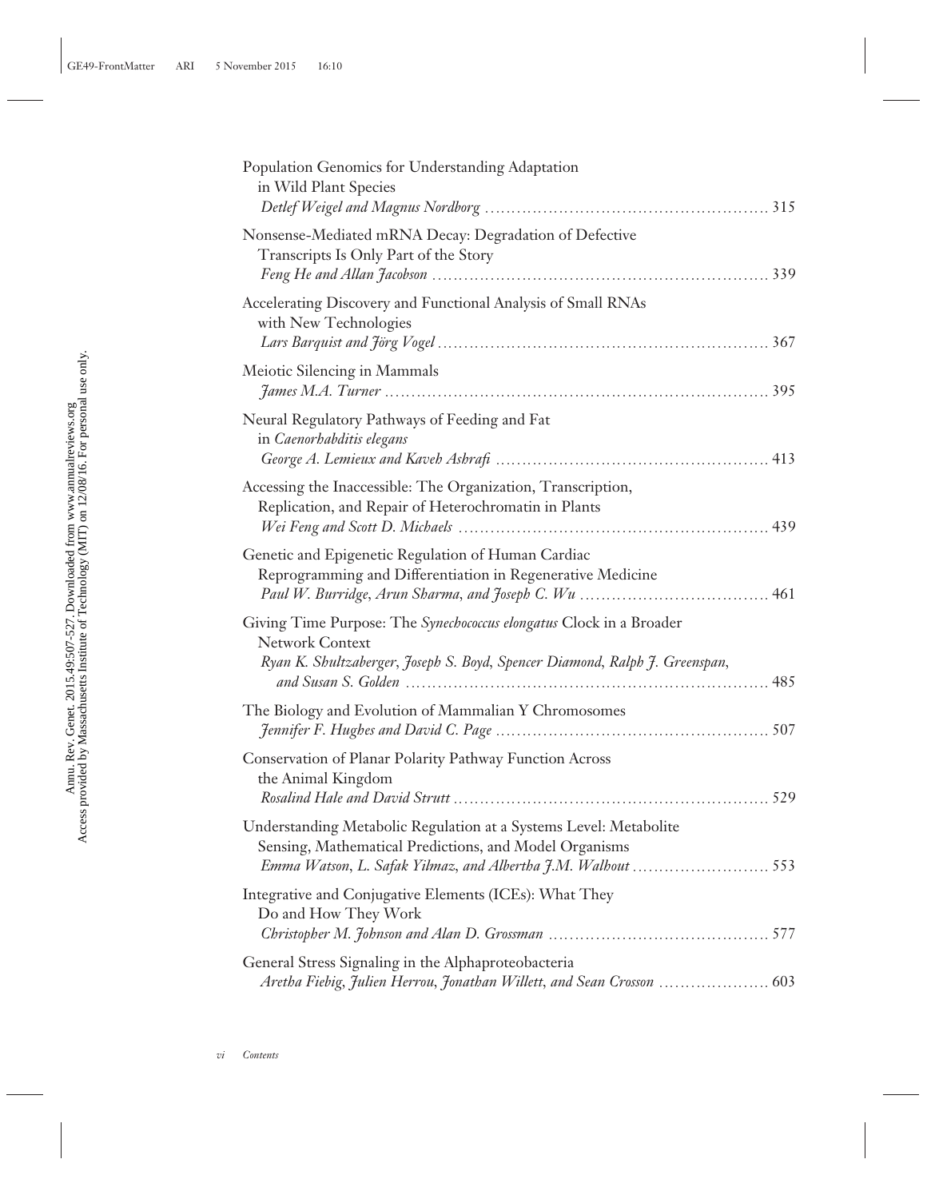Population Genomics for Understanding Adaptation in Wild Plant Species
*Detlef Weigel and Magnus Nordborg* ........ 315

Nonsense-Mediated mRNA Decay: Degradation of Defective Transcripts Is Only Part of the Story
*Feng He and Allan Jacobson* ........ 339

Accelerating Discovery and Functional Analysis of Small RNAs with New Technologies
*Lars Barquist and Jörg Vogel* ........ 367

Meiotic Silencing in Mammals
*James M.A. Turner* ........ 395

Neural Regulatory Pathways of Feeding and Fat in *Caenorhabditis elegans*
*George A. Lemieux and Kaveh Ashrafi* ........ 413

Accessing the Inaccessible: The Organization, Transcription, Replication, and Repair of Heterochromatin in Plants
*Wei Feng and Scott D. Michaels* ........ 439

Genetic and Epigenetic Regulation of Human Cardiac Reprogramming and Differentiation in Regenerative Medicine
*Paul W. Burridge, Arun Sharma, and Joseph C. Wu* ........ 461

Giving Time Purpose: The *Synechococcus elongatus* Clock in a Broader Network Context
*Ryan K. Shultzaberger, Joseph S. Boyd, Spencer Diamond, Ralph J. Greenspan, and Susan S. Golden* ........ 485

The Biology and Evolution of Mammalian Y Chromosomes
*Jennifer F. Hughes and David C. Page* ........ 507

Conservation of Planar Polarity Pathway Function Across the Animal Kingdom
*Rosalind Hale and David Strutt* ........ 529

Understanding Metabolic Regulation at a Systems Level: Metabolite Sensing, Mathematical Predictions, and Model Organisms
*Emma Watson, L. Safak Yilmaz, and Albertha J.M. Walhout* ........ 553

Integrative and Conjugative Elements (ICEs): What They Do and How They Work
*Christopher M. Johnson and Alan D. Grossman* ........ 577

General Stress Signaling in the Alphaproteobacteria
*Aretha Fiebig, Julien Herrou, Jonathan Willett, and Sean Crosson* ........ 603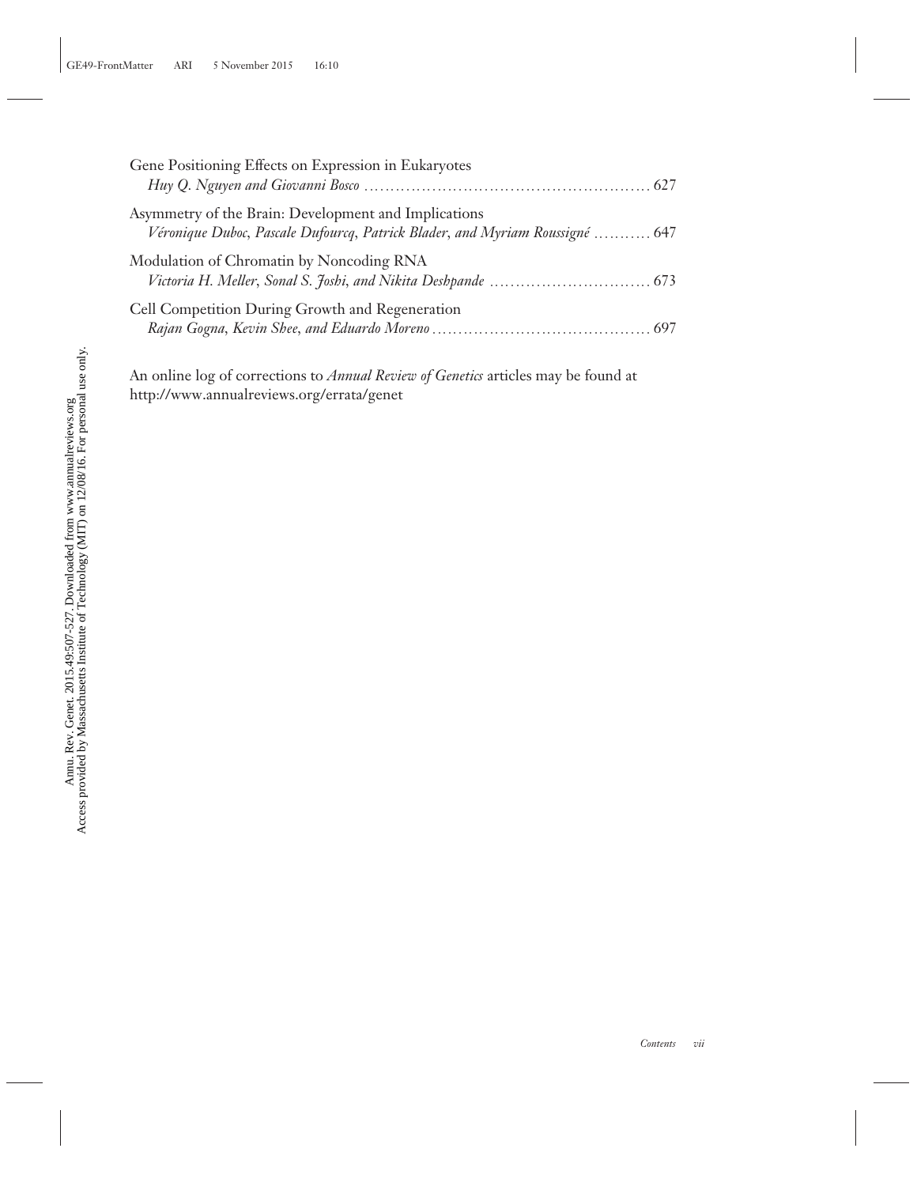Gene Positioning Effects on Expression in Eukaryotes
*Huy Q. Nguyen and Giovanni Bosco* ........................................................ 627

Asymmetry of the Brain: Development and Implications
*Véronique Duboc, Pascale Dufourcq, Patrick Blader, and Myriam Roussigné* ........... 647

Modulation of Chromatin by Noncoding RNA
*Victoria H. Meller, Sonal S. Joshi, and Nikita Deshpande* ................................ 673

Cell Competition During Growth and Regeneration
*Rajan Gogna, Kevin Shee, and Eduardo Moreno* ........................................... 697

An online log of corrections to *Annual Review of Genetics* articles may be found at http://www.annualreviews.org/errata/genet